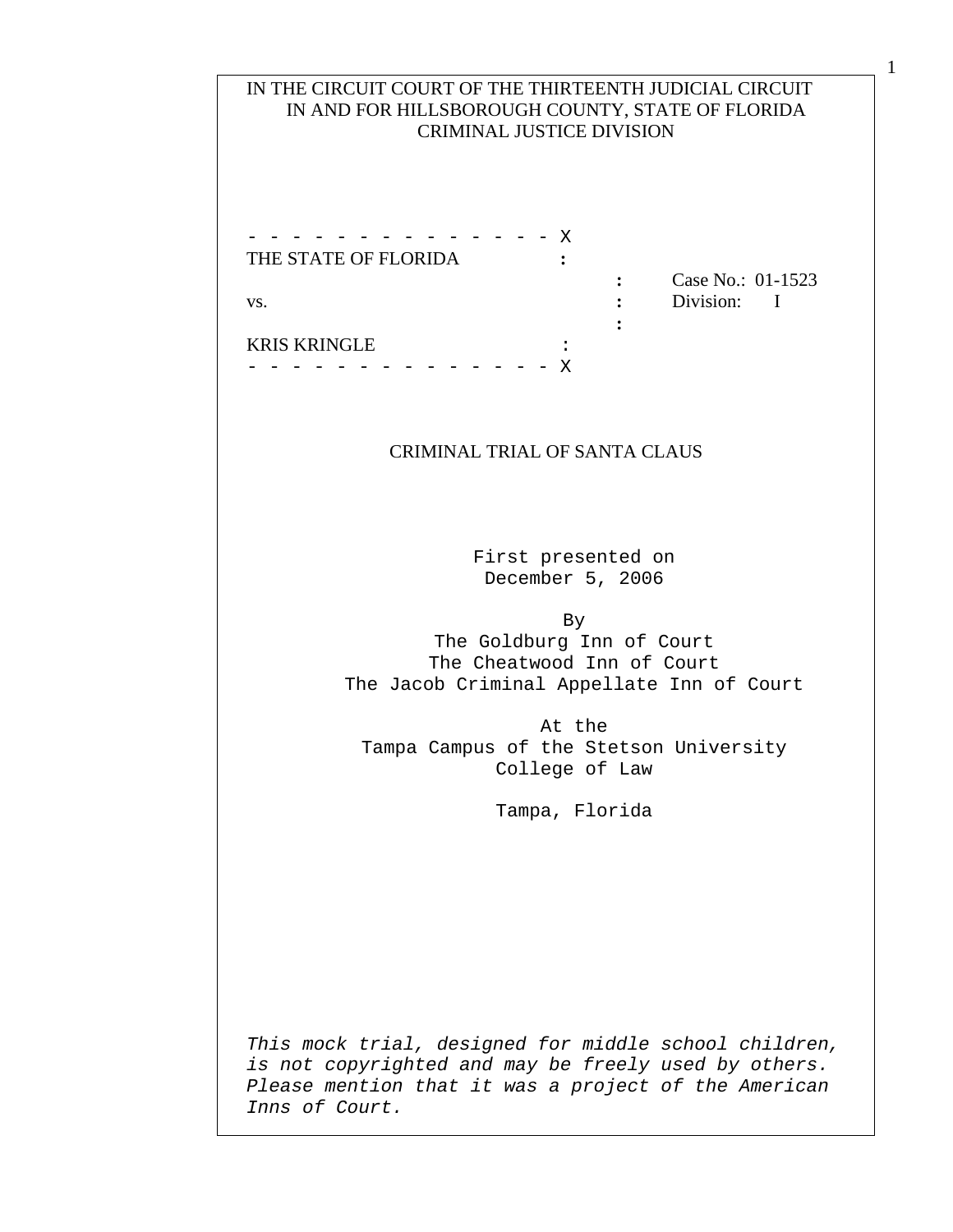IN THE CIRCUIT COURT OF THE THIRTEENTH JUDICIAL CIRCUIT
IN AND FOR HILLSBOROUGH COUNTY, STATE OF FLORIDA
CRIMINAL JUSTICE DIVISION

- - - - - - - - - - - - - - - X
THE STATE OF FLORIDA :
: Case No.: 01-1523
vs. : Division: I
:
KRIS KRINGLE :
- - - - - - - - - - - - - - - X

CRIMINAL TRIAL OF SANTA CLAUS

First presented on
December 5, 2006

By
The Goldburg Inn of Court
The Cheatwood Inn of Court
The Jacob Criminal Appellate Inn of Court

At the
Tampa Campus of the Stetson University
College of Law

Tampa, Florida

*This mock trial, designed for middle school children, is not copyrighted and may be freely used by others. Please mention that it was a project of the American Inns of Court.*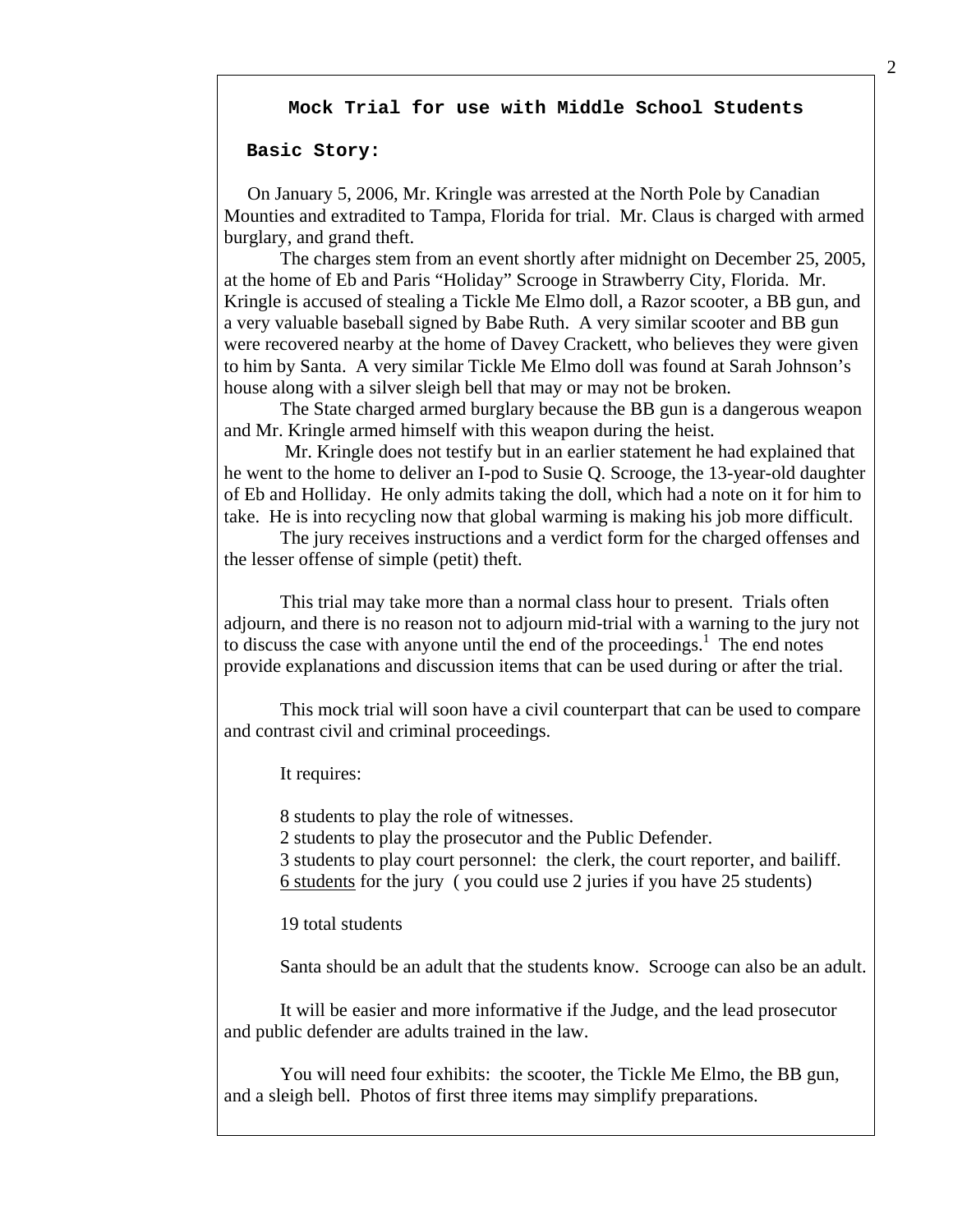## Mock Trial for use with Middle School Students

### Basic Story:

On January 5, 2006, Mr. Kringle was arrested at the North Pole by Canadian Mounties and extradited to Tampa, Florida for trial. Mr. Claus is charged with armed burglary, and grand theft.

The charges stem from an event shortly after midnight on December 25, 2005, at the home of Eb and Paris "Holiday" Scrooge in Strawberry City, Florida. Mr. Kringle is accused of stealing a Tickle Me Elmo doll, a Razor scooter, a BB gun, and a very valuable baseball signed by Babe Ruth. A very similar scooter and BB gun were recovered nearby at the home of Davey Crackett, who believes they were given to him by Santa. A very similar Tickle Me Elmo doll was found at Sarah Johnson's house along with a silver sleigh bell that may or may not be broken.

The State charged armed burglary because the BB gun is a dangerous weapon and Mr. Kringle armed himself with this weapon during the heist.

Mr. Kringle does not testify but in an earlier statement he had explained that he went to the home to deliver an I-pod to Susie Q. Scrooge, the 13-year-old daughter of Eb and Holliday. He only admits taking the doll, which had a note on it for him to take. He is into recycling now that global warming is making his job more difficult.

The jury receives instructions and a verdict form for the charged offenses and the lesser offense of simple (petit) theft.

This trial may take more than a normal class hour to present. Trials often adjourn, and there is no reason not to adjourn mid-trial with a warning to the jury not to discuss the case with anyone until the end of the proceedings.[1] The end notes provide explanations and discussion items that can be used during or after the trial.

This mock trial will soon have a civil counterpart that can be used to compare and contrast civil and criminal proceedings.

It requires:

8 students to play the role of witnesses.
2 students to play the prosecutor and the Public Defender.
3 students to play court personnel: the clerk, the court reporter, and bailiff.
6 students for the jury ( you could use 2 juries if you have 25 students)

19 total students

Santa should be an adult that the students know. Scrooge can also be an adult.

It will be easier and more informative if the Judge, and the lead prosecutor and public defender are adults trained in the law.

You will need four exhibits: the scooter, the Tickle Me Elmo, the BB gun, and a sleigh bell. Photos of first three items may simplify preparations.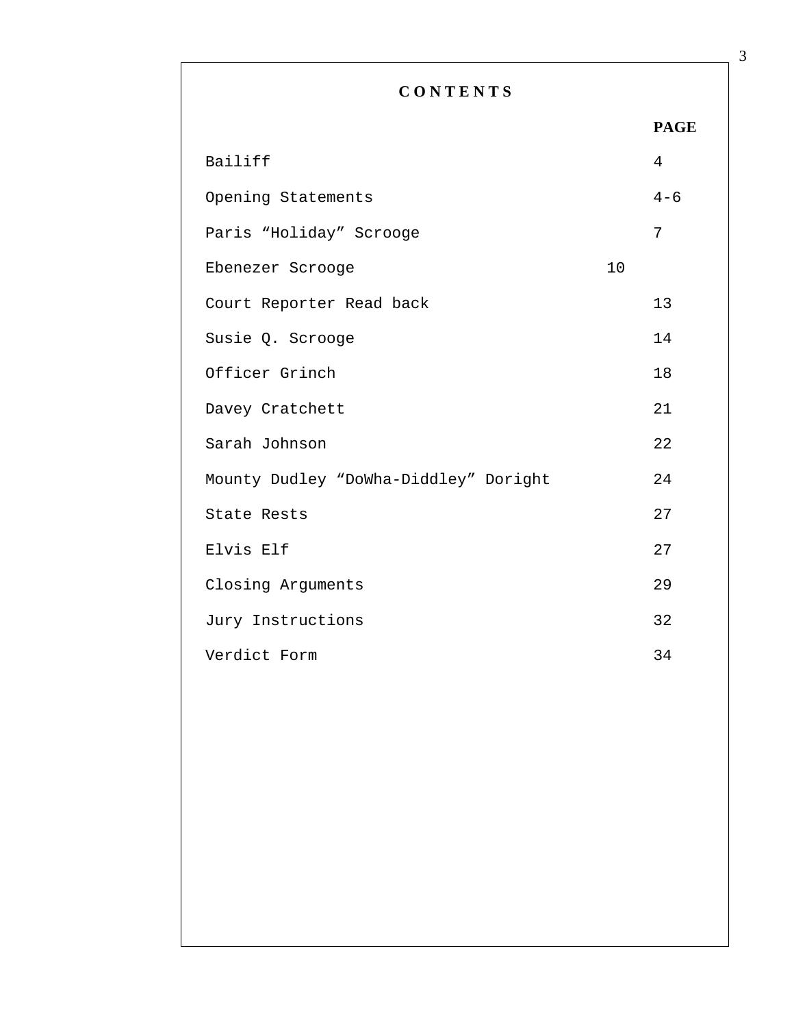# CONTENTS

| | PAGE |
|---|---|
| Bailiff | 4 |
| Opening Statements | 4-6 |
| Paris “Holiday” Scrooge | 7 |
| Ebenezer Scrooge | 10 |
| Court Reporter Read back | 13 |
| Susie Q. Scrooge | 14 |
| Officer Grinch | 18 |
| Davey Cratchett | 21 |
| Sarah Johnson | 22 |
| Mounty Dudley “DoWha-Diddley” Doright | 24 |
| State Rests | 27 |
| Elvis Elf | 27 |
| Closing Arguments | 29 |
| Jury Instructions | 32 |
| Verdict Form | 34 |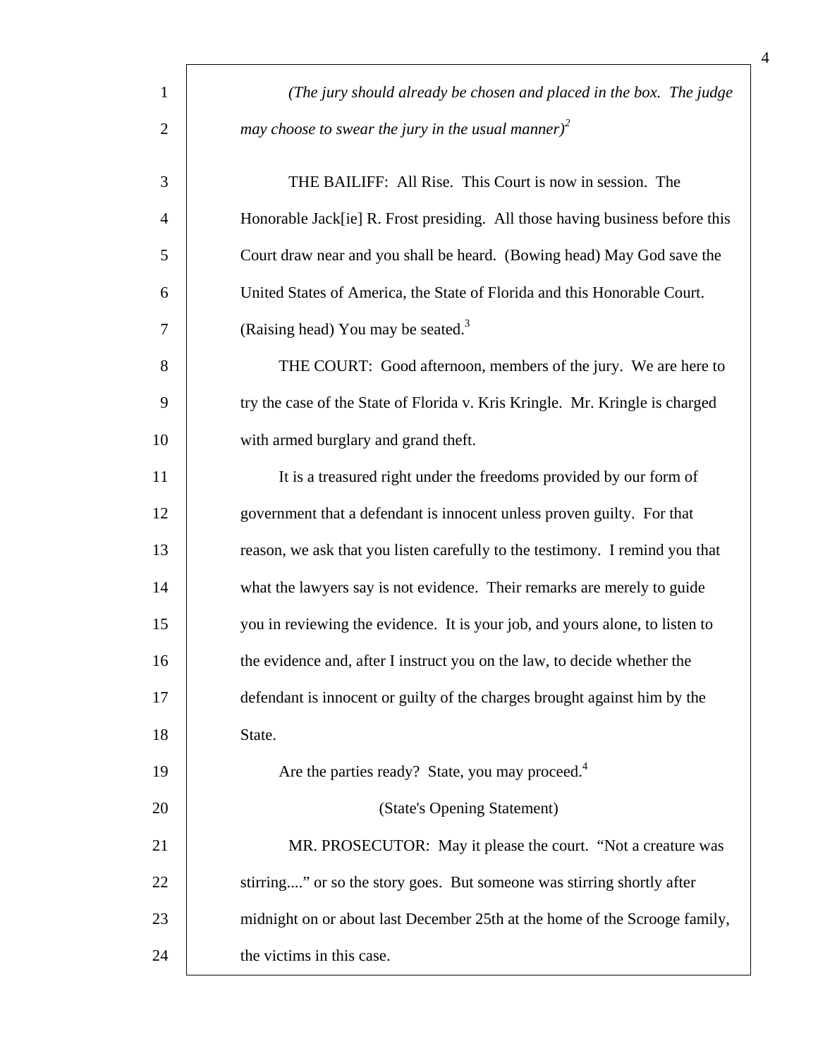*(The jury should already be chosen and placed in the box. The judge may choose to swear the jury in the usual manner)*[2]

THE BAILIFF: All Rise. This Court is now in session. The Honorable Jack[ie] R. Frost presiding. All those having business before this Court draw near and you shall be heard. (Bowing head) May God save the United States of America, the State of Florida and this Honorable Court. (Raising head) You may be seated.[3]

THE COURT: Good afternoon, members of the jury. We are here to try the case of the State of Florida v. Kris Kringle. Mr. Kringle is charged with armed burglary and grand theft.

It is a treasured right under the freedoms provided by our form of government that a defendant is innocent unless proven guilty. For that reason, we ask that you listen carefully to the testimony. I remind you that what the lawyers say is not evidence. Their remarks are merely to guide you in reviewing the evidence. It is your job, and yours alone, to listen to the evidence and, after I instruct you on the law, to decide whether the defendant is innocent or guilty of the charges brought against him by the State.

Are the parties ready? State, you may proceed.[4]

(State's Opening Statement)

MR. PROSECUTOR: May it please the court. "Not a creature was stirring...." or so the story goes. But someone was stirring shortly after midnight on or about last December 25th at the home of the Scrooge family, the victims in this case.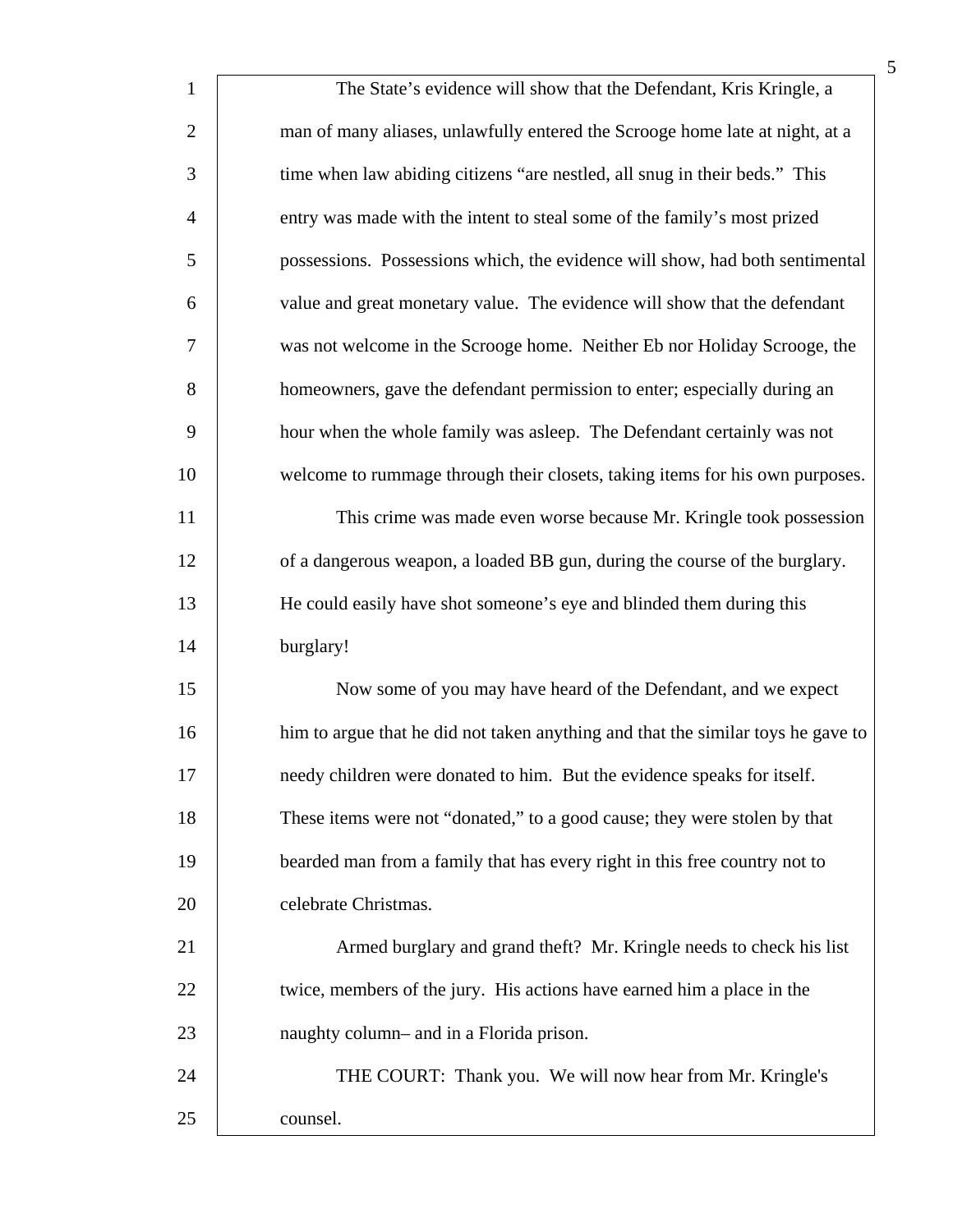The State's evidence will show that the Defendant, Kris Kringle, a man of many aliases, unlawfully entered the Scrooge home late at night, at a time when law abiding citizens "are nestled, all snug in their beds." This entry was made with the intent to steal some of the family's most prized possessions. Possessions which, the evidence will show, had both sentimental value and great monetary value. The evidence will show that the defendant was not welcome in the Scrooge home. Neither Eb nor Holiday Scrooge, the homeowners, gave the defendant permission to enter; especially during an hour when the whole family was asleep. The Defendant certainly was not welcome to rummage through their closets, taking items for his own purposes.

This crime was made even worse because Mr. Kringle took possession of a dangerous weapon, a loaded BB gun, during the course of the burglary. He could easily have shot someone's eye and blinded them during this burglary!

Now some of you may have heard of the Defendant, and we expect him to argue that he did not taken anything and that the similar toys he gave to needy children were donated to him. But the evidence speaks for itself. These items were not "donated," to a good cause; they were stolen by that bearded man from a family that has every right in this free country not to celebrate Christmas.

Armed burglary and grand theft? Mr. Kringle needs to check his list twice, members of the jury. His actions have earned him a place in the naughty column– and in a Florida prison.

THE COURT: Thank you. We will now hear from Mr. Kringle's counsel.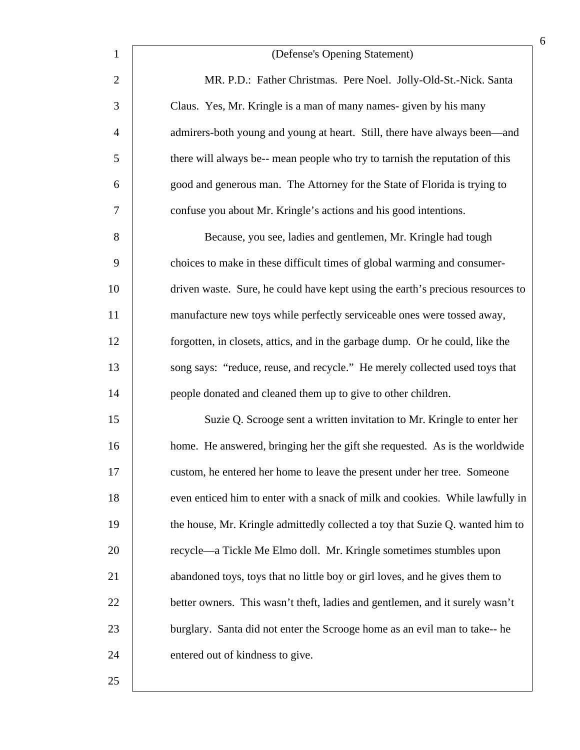(Defense's Opening Statement)

MR. P.D.: Father Christmas. Pere Noel. Jolly-Old-St.-Nick. Santa Claus. Yes, Mr. Kringle is a man of many names- given by his many admirers-both young and young at heart. Still, there have always been—and there will always be-- mean people who try to tarnish the reputation of this good and generous man. The Attorney for the State of Florida is trying to confuse you about Mr. Kringle's actions and his good intentions.

Because, you see, ladies and gentlemen, Mr. Kringle had tough choices to make in these difficult times of global warming and consumer-driven waste. Sure, he could have kept using the earth's precious resources to manufacture new toys while perfectly serviceable ones were tossed away, forgotten, in closets, attics, and in the garbage dump. Or he could, like the song says: "reduce, reuse, and recycle." He merely collected used toys that people donated and cleaned them up to give to other children.

Suzie Q. Scrooge sent a written invitation to Mr. Kringle to enter her home. He answered, bringing her the gift she requested. As is the worldwide custom, he entered her home to leave the present under her tree. Someone even enticed him to enter with a snack of milk and cookies. While lawfully in the house, Mr. Kringle admittedly collected a toy that Suzie Q. wanted him to recycle—a Tickle Me Elmo doll. Mr. Kringle sometimes stumbles upon abandoned toys, toys that no little boy or girl loves, and he gives them to better owners. This wasn't theft, ladies and gentlemen, and it surely wasn't burglary. Santa did not enter the Scrooge home as an evil man to take-- he entered out of kindness to give.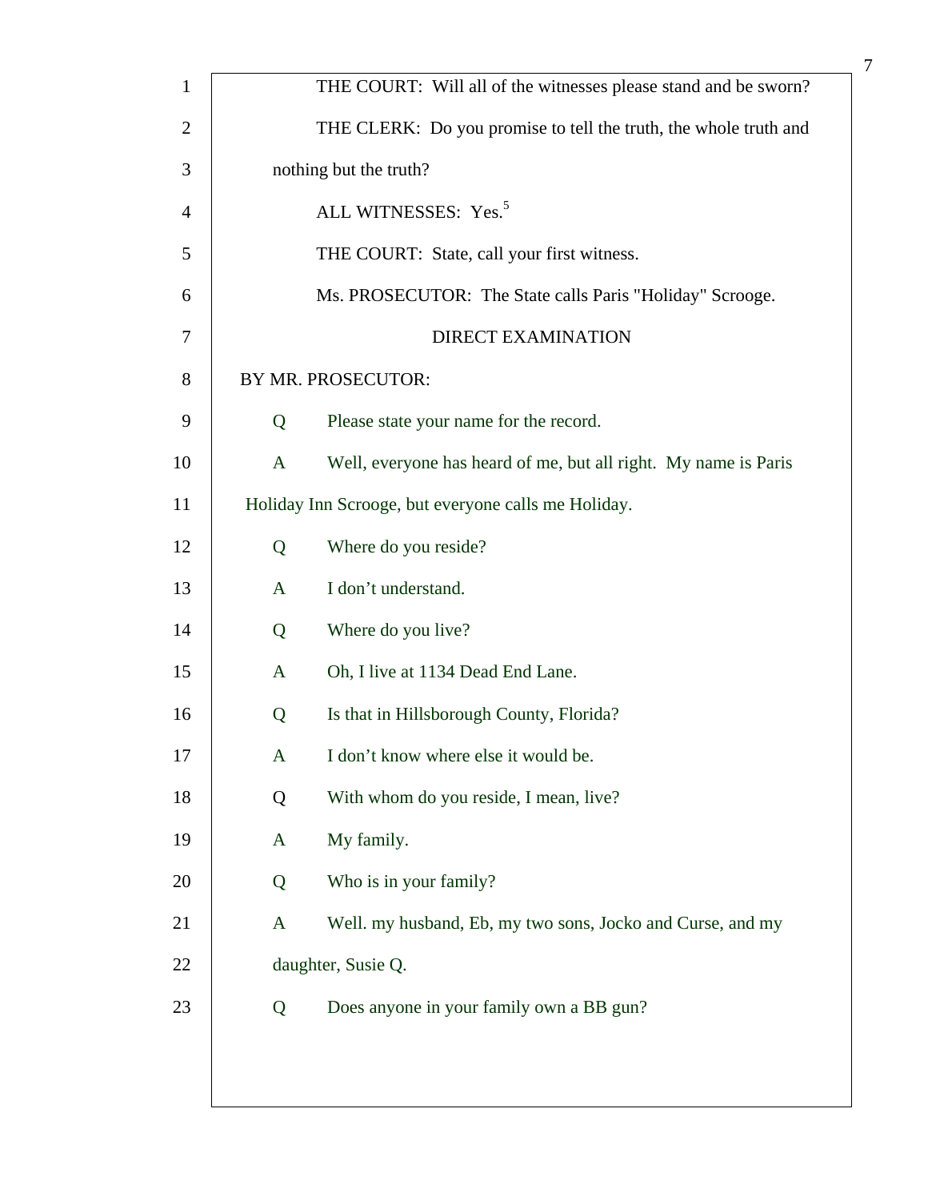THE COURT: Will all of the witnesses please stand and be sworn?

THE CLERK: Do you promise to tell the truth, the whole truth and nothing but the truth?

ALL WITNESSES: Yes.[5]

THE COURT: State, call your first witness.

Ms. PROSECUTOR: The State calls Paris "Holiday" Scrooge.

DIRECT EXAMINATION

BY MR. PROSECUTOR:

Q Please state your name for the record.

A Well, everyone has heard of me, but all right. My name is Paris Holiday Inn Scrooge, but everyone calls me Holiday.

Q Where do you reside?

A I don't understand.

Q Where do you live?

A Oh, I live at 1134 Dead End Lane.

Q Is that in Hillsborough County, Florida?

A I don't know where else it would be.

Q With whom do you reside, I mean, live?

A My family.

Q Who is in your family?

A Well. my husband, Eb, my two sons, Jocko and Curse, and my daughter, Susie Q.

Q Does anyone in your family own a BB gun?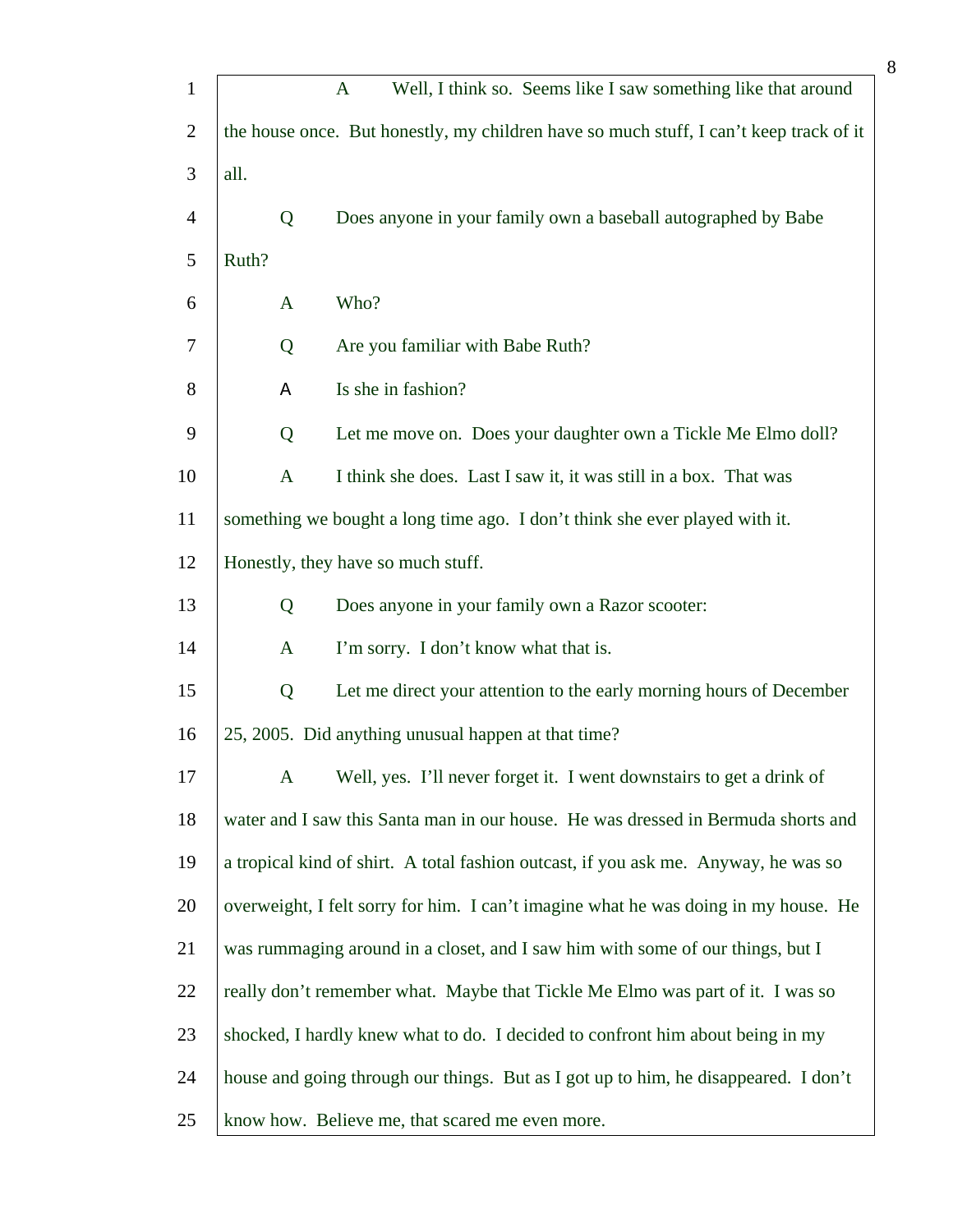A Well, I think so. Seems like I saw something like that around the house once. But honestly, my children have so much stuff, I can't keep track of it all.

Q Does anyone in your family own a baseball autographed by Babe Ruth?

A Who?

Q Are you familiar with Babe Ruth?

A Is she in fashion?

Q Let me move on. Does your daughter own a Tickle Me Elmo doll?

A I think she does. Last I saw it, it was still in a box. That was something we bought a long time ago. I don't think she ever played with it. Honestly, they have so much stuff.

Q Does anyone in your family own a Razor scooter:

A I'm sorry. I don't know what that is.

Q Let me direct your attention to the early morning hours of December 25, 2005. Did anything unusual happen at that time?

A Well, yes. I'll never forget it. I went downstairs to get a drink of water and I saw this Santa man in our house. He was dressed in Bermuda shorts and a tropical kind of shirt. A total fashion outcast, if you ask me. Anyway, he was so overweight, I felt sorry for him. I can't imagine what he was doing in my house. He was rummaging around in a closet, and I saw him with some of our things, but I really don't remember what. Maybe that Tickle Me Elmo was part of it. I was so shocked, I hardly knew what to do. I decided to confront him about being in my house and going through our things. But as I got up to him, he disappeared. I don't know how. Believe me, that scared me even more.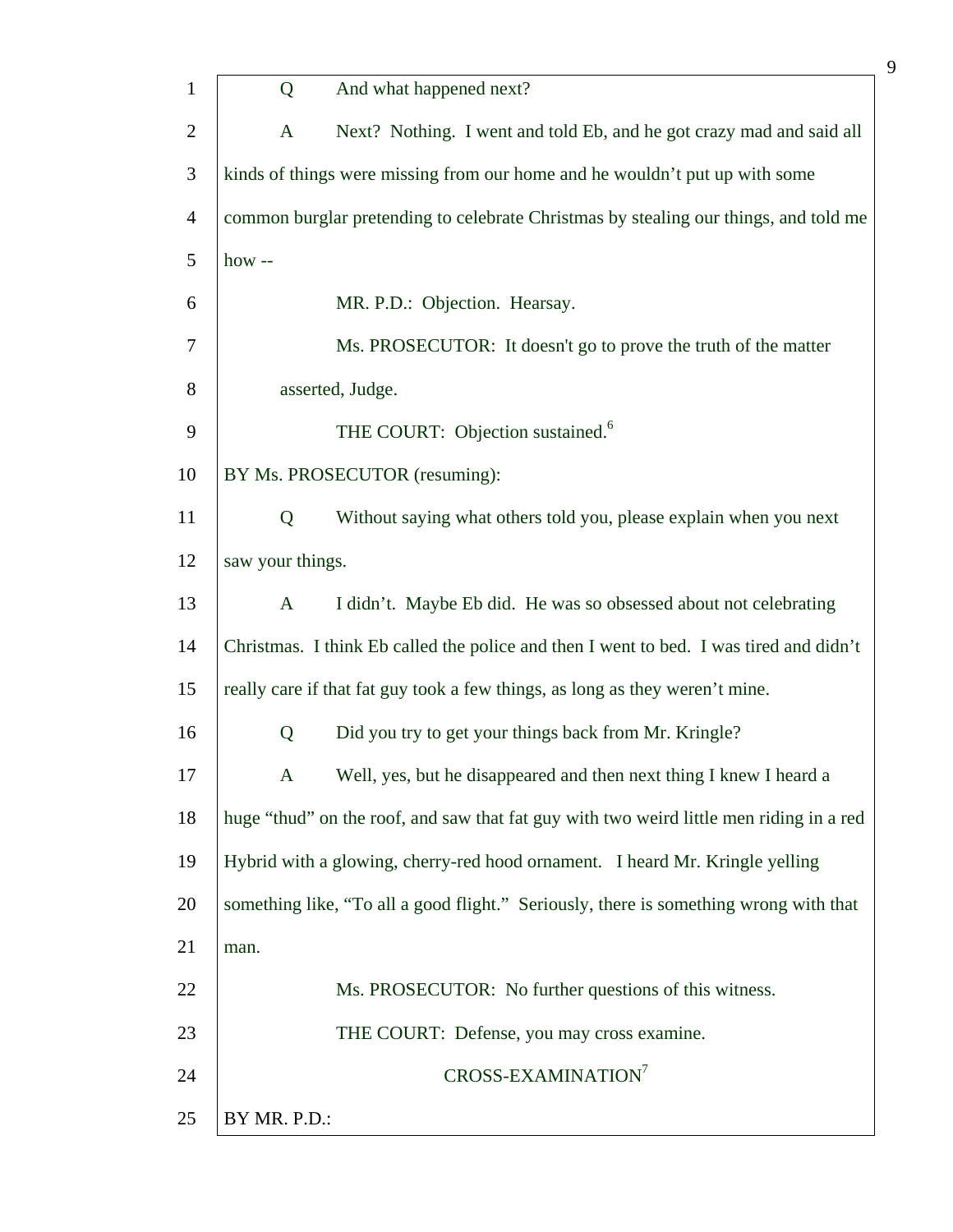Q And what happened next?

A Next? Nothing. I went and told Eb, and he got crazy mad and said all kinds of things were missing from our home and he wouldn't put up with some common burglar pretending to celebrate Christmas by stealing our things, and told me how --

MR. P.D.: Objection. Hearsay.

Ms. PROSECUTOR: It doesn't go to prove the truth of the matter asserted, Judge.

THE COURT: Objection sustained.[6]

BY Ms. PROSECUTOR (resuming):

Q Without saying what others told you, please explain when you next saw your things.

A I didn't. Maybe Eb did. He was so obsessed about not celebrating Christmas. I think Eb called the police and then I went to bed. I was tired and didn't really care if that fat guy took a few things, as long as they weren't mine.

Q Did you try to get your things back from Mr. Kringle?

A Well, yes, but he disappeared and then next thing I knew I heard a huge "thud" on the roof, and saw that fat guy with two weird little men riding in a red Hybrid with a glowing, cherry-red hood ornament. I heard Mr. Kringle yelling something like, "To all a good flight." Seriously, there is something wrong with that man.

Ms. PROSECUTOR: No further questions of this witness.

THE COURT: Defense, you may cross examine.

CROSS-EXAMINATION[7]

BY MR. P.D.: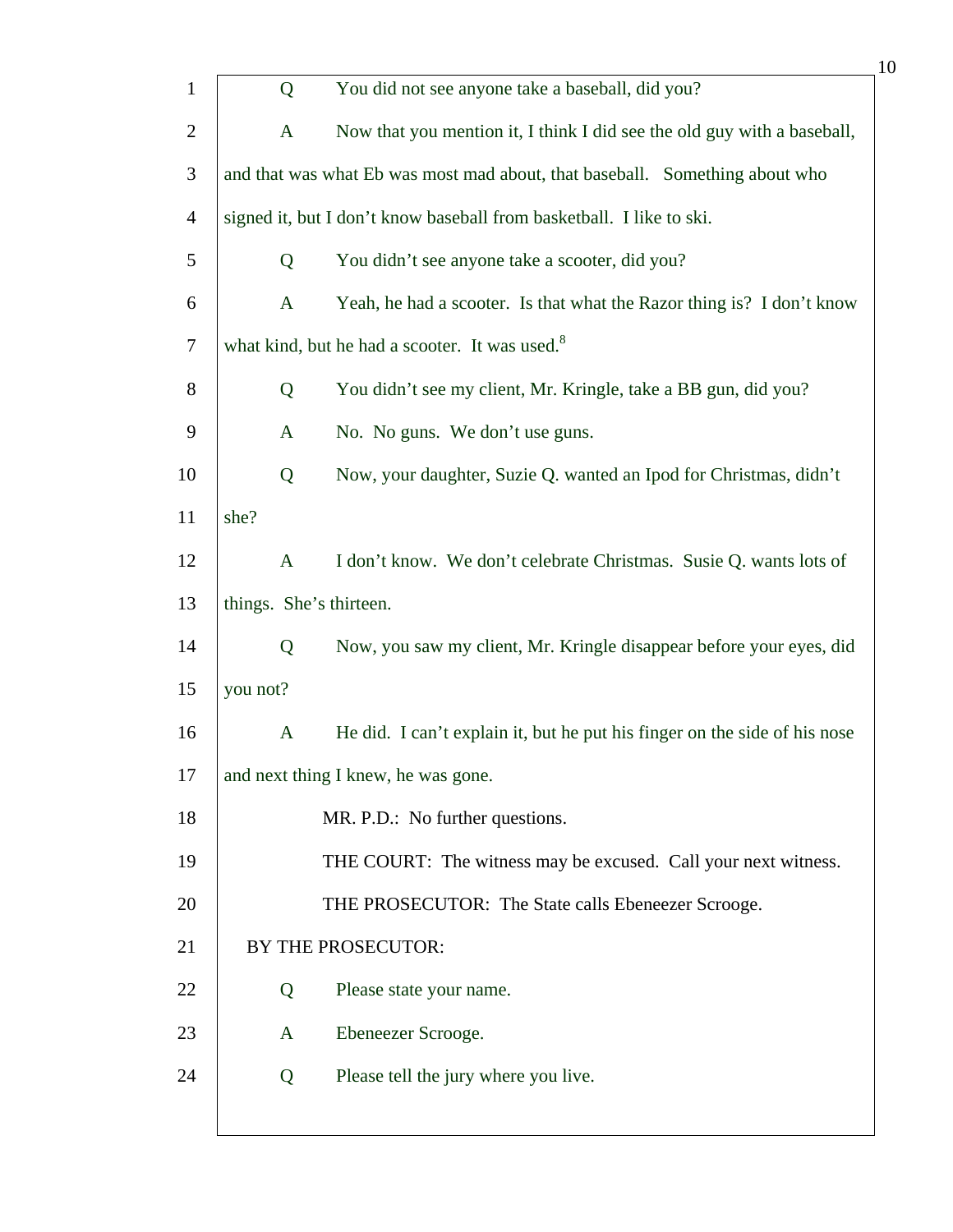Q You did not see anyone take a baseball, did you?

A Now that you mention it, I think I did see the old guy with a baseball, and that was what Eb was most mad about, that baseball. Something about who signed it, but I don't know baseball from basketball. I like to ski.

Q You didn't see anyone take a scooter, did you?

A Yeah, he had a scooter. Is that what the Razor thing is? I don't know what kind, but he had a scooter. It was used.[8]

Q You didn't see my client, Mr. Kringle, take a BB gun, did you?

A No. No guns. We don't use guns.

Q Now, your daughter, Suzie Q. wanted an Ipod for Christmas, didn't she?

A I don't know. We don't celebrate Christmas. Susie Q. wants lots of things. She's thirteen.

Q Now, you saw my client, Mr. Kringle disappear before your eyes, did you not?

A He did. I can't explain it, but he put his finger on the side of his nose and next thing I knew, he was gone.

MR. P.D.: No further questions.

THE COURT: The witness may be excused. Call your next witness.

THE PROSECUTOR: The State calls Ebeneezer Scrooge.

BY THE PROSECUTOR:

Q Please state your name.

A Ebeneezer Scrooge.

Q Please tell the jury where you live.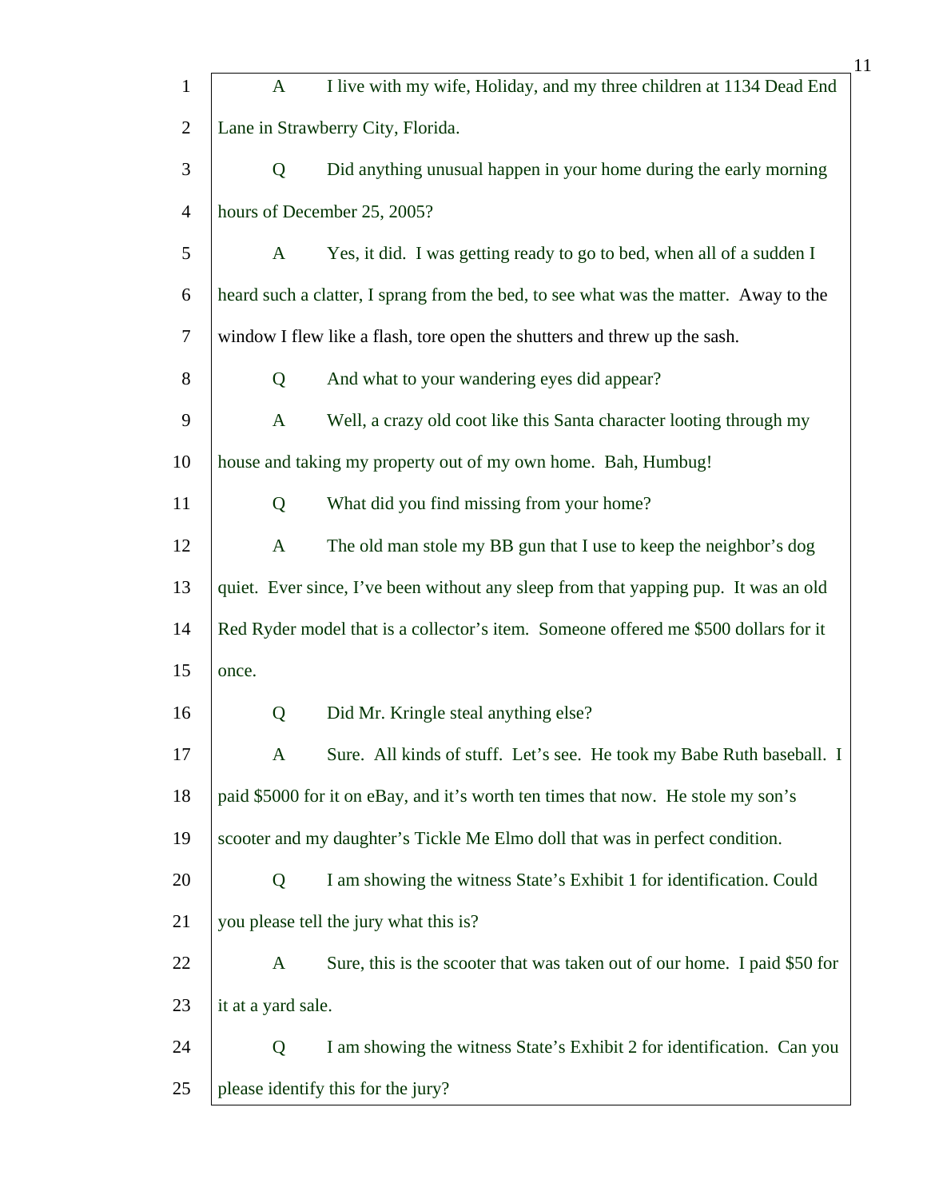A I live with my wife, Holiday, and my three children at 1134 Dead End Lane in Strawberry City, Florida.

Q Did anything unusual happen in your home during the early morning hours of December 25, 2005?

A Yes, it did. I was getting ready to go to bed, when all of a sudden I heard such a clatter, I sprang from the bed, to see what was the matter. Away to the window I flew like a flash, tore open the shutters and threw up the sash.

Q And what to your wandering eyes did appear?

A Well, a crazy old coot like this Santa character looting through my house and taking my property out of my own home. Bah, Humbug!

Q What did you find missing from your home?

A The old man stole my BB gun that I use to keep the neighbor's dog quiet. Ever since, I've been without any sleep from that yapping pup. It was an old Red Ryder model that is a collector's item. Someone offered me $500 dollars for it once.

Q Did Mr. Kringle steal anything else?

A Sure. All kinds of stuff. Let's see. He took my Babe Ruth baseball. I paid $5000 for it on eBay, and it's worth ten times that now. He stole my son's scooter and my daughter's Tickle Me Elmo doll that was in perfect condition.

Q I am showing the witness State's Exhibit 1 for identification. Could you please tell the jury what this is?

A Sure, this is the scooter that was taken out of our home. I paid $50 for it at a yard sale.

Q I am showing the witness State's Exhibit 2 for identification. Can you please identify this for the jury?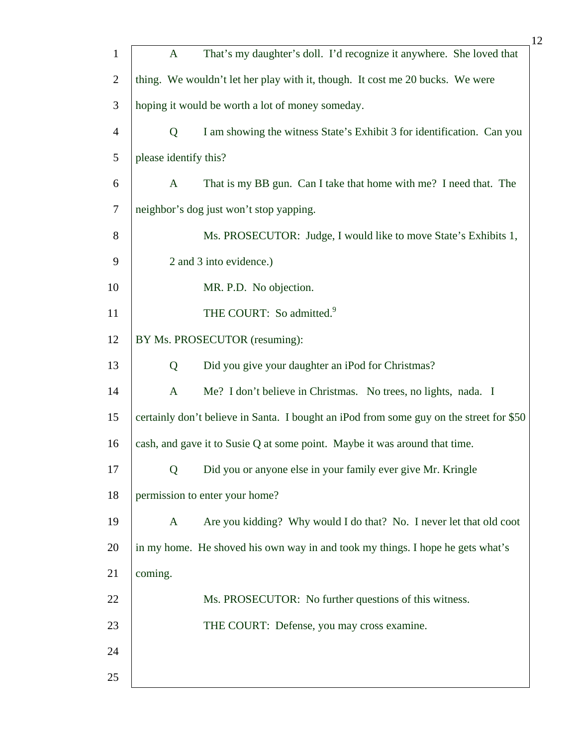A That's my daughter's doll. I'd recognize it anywhere. She loved that thing. We wouldn't let her play with it, though. It cost me 20 bucks. We were hoping it would be worth a lot of money someday.

Q I am showing the witness State's Exhibit 3 for identification. Can you please identify this?

A That is my BB gun. Can I take that home with me? I need that. The neighbor's dog just won't stop yapping.

Ms. PROSECUTOR: Judge, I would like to move State's Exhibits 1, 2 and 3 into evidence.)

MR. P.D. No objection.

THE COURT: So admitted.[9]

BY Ms. PROSECUTOR (resuming):

Q Did you give your daughter an iPod for Christmas?

A Me? I don't believe in Christmas. No trees, no lights, nada. I certainly don't believe in Santa. I bought an iPod from some guy on the street for $50 cash, and gave it to Susie Q at some point. Maybe it was around that time.

Q Did you or anyone else in your family ever give Mr. Kringle permission to enter your home?

A Are you kidding? Why would I do that? No. I never let that old coot in my home. He shoved his own way in and took my things. I hope he gets what's coming.

Ms. PROSECUTOR: No further questions of this witness.

THE COURT: Defense, you may cross examine.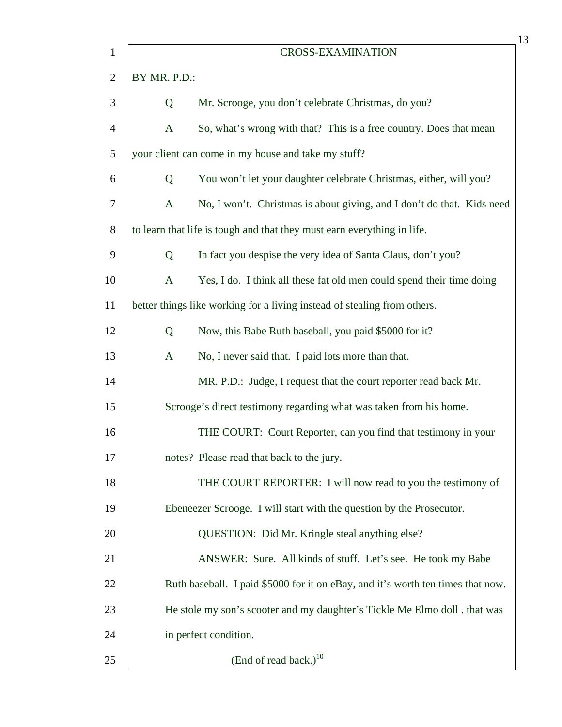CROSS-EXAMINATION

BY MR. P.D.:

Q Mr. Scrooge, you don't celebrate Christmas, do you?

A So, what's wrong with that? This is a free country. Does that mean your client can come in my house and take my stuff?

Q You won't let your daughter celebrate Christmas, either, will you?

A No, I won't. Christmas is about giving, and I don't do that. Kids need to learn that life is tough and that they must earn everything in life.

Q In fact you despise the very idea of Santa Claus, don't you?

A Yes, I do. I think all these fat old men could spend their time doing better things like working for a living instead of stealing from others.

Q Now, this Babe Ruth baseball, you paid $5000 for it?

A No, I never said that. I paid lots more than that.

MR. P.D.: Judge, I request that the court reporter read back Mr. Scrooge's direct testimony regarding what was taken from his home.

THE COURT: Court Reporter, can you find that testimony in your notes? Please read that back to the jury.

THE COURT REPORTER: I will now read to you the testimony of Ebeneezer Scrooge. I will start with the question by the Prosecutor.

QUESTION: Did Mr. Kringle steal anything else?

ANSWER: Sure. All kinds of stuff. Let's see. He took my Babe Ruth baseball. I paid $5000 for it on eBay, and it's worth ten times that now. He stole my son's scooter and my daughter's Tickle Me Elmo doll . that was in perfect condition.

(End of read back.)[10]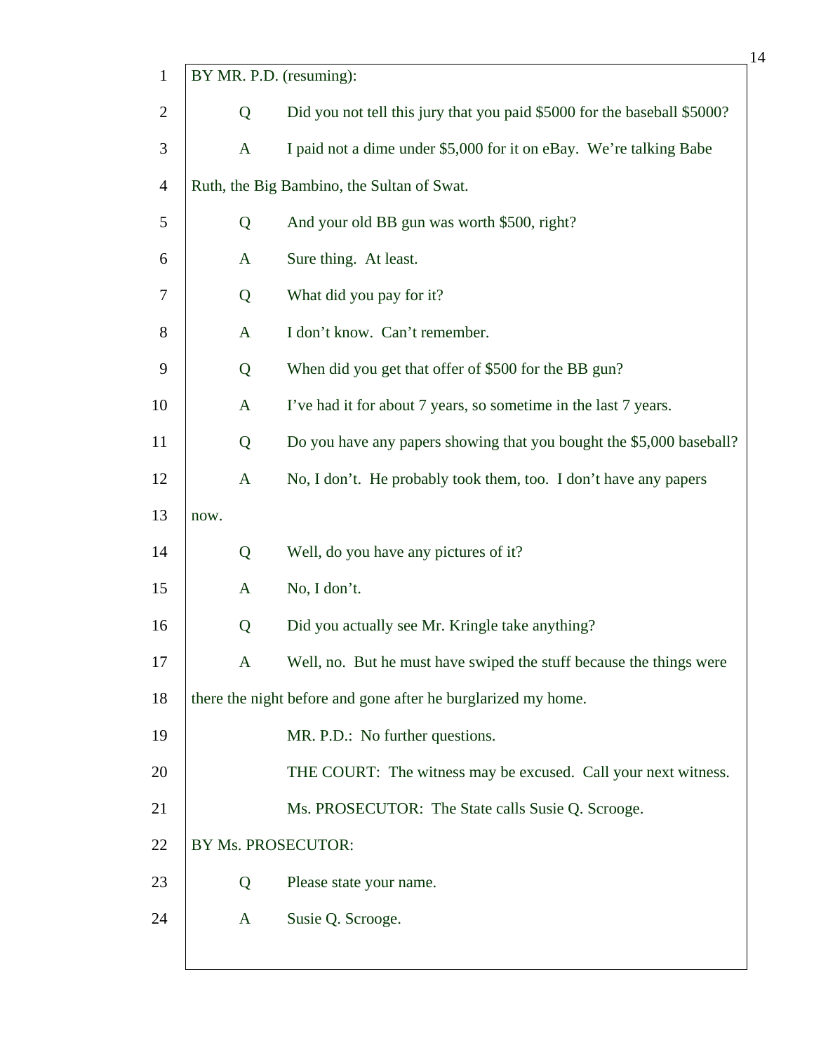BY MR. P.D. (resuming):

Q Did you not tell this jury that you paid $5000 for the baseball $5000?

A I paid not a dime under $5,000 for it on eBay. We're talking Babe Ruth, the Big Bambino, the Sultan of Swat.

Q And your old BB gun was worth $500, right?

A Sure thing. At least.

Q What did you pay for it?

A I don't know. Can't remember.

Q When did you get that offer of $500 for the BB gun?

A I've had it for about 7 years, so sometime in the last 7 years.

Q Do you have any papers showing that you bought the $5,000 baseball?

A No, I don't. He probably took them, too. I don't have any papers now.

Q Well, do you have any pictures of it?

A No, I don't.

Q Did you actually see Mr. Kringle take anything?

A Well, no. But he must have swiped the stuff because the things were there the night before and gone after he burglarized my home.

MR. P.D.: No further questions.

THE COURT: The witness may be excused. Call your next witness.

Ms. PROSECUTOR: The State calls Susie Q. Scrooge.

BY Ms. PROSECUTOR:

Q Please state your name.

A Susie Q. Scrooge.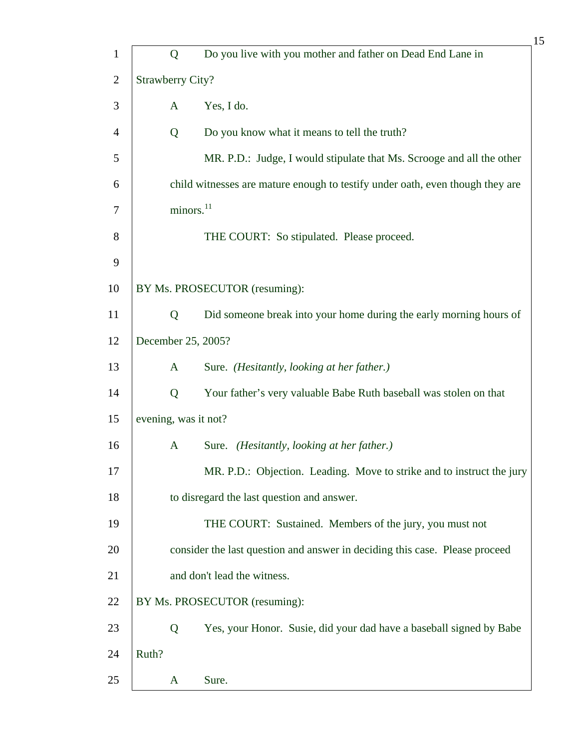Q Do you live with you mother and father on Dead End Lane in Strawberry City?

A Yes, I do.

Q Do you know what it means to tell the truth?

MR. P.D.: Judge, I would stipulate that Ms. Scrooge and all the other child witnesses are mature enough to testify under oath, even though they are minors.[11]

THE COURT: So stipulated. Please proceed.

BY Ms. PROSECUTOR (resuming):

Q Did someone break into your home during the early morning hours of December 25, 2005?

A Sure. *(Hesitantly, looking at her father.)*

Q Your father's very valuable Babe Ruth baseball was stolen on that evening, was it not?

A Sure. *(Hesitantly, looking at her father.)*

MR. P.D.: Objection. Leading. Move to strike and to instruct the jury to disregard the last question and answer.

THE COURT: Sustained. Members of the jury, you must not consider the last question and answer in deciding this case. Please proceed and don't lead the witness.

BY Ms. PROSECUTOR (resuming):

Q Yes, your Honor. Susie, did your dad have a baseball signed by Babe Ruth?

A Sure.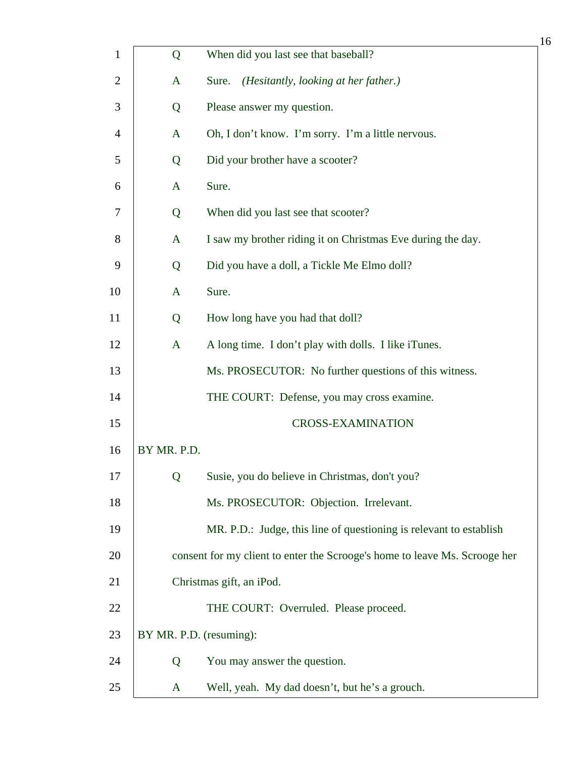Q When did you last see that baseball?

A Sure. *(Hesitantly, looking at her father.)*

Q Please answer my question.

A Oh, I don't know. I'm sorry. I'm a little nervous.

Q Did your brother have a scooter?

A Sure.

Q When did you last see that scooter?

A I saw my brother riding it on Christmas Eve during the day.

Q Did you have a doll, a Tickle Me Elmo doll?

A Sure.

Q How long have you had that doll?

A A long time. I don't play with dolls. I like iTunes.

Ms. PROSECUTOR: No further questions of this witness.

THE COURT: Defense, you may cross examine.

CROSS-EXAMINATION

BY MR. P.D.

Q Susie, you do believe in Christmas, don't you?

Ms. PROSECUTOR: Objection. Irrelevant.

MR. P.D.: Judge, this line of questioning is relevant to establish consent for my client to enter the Scrooge's home to leave Ms. Scrooge her Christmas gift, an iPod.

THE COURT: Overruled. Please proceed.

BY MR. P.D. (resuming):

Q You may answer the question.

A Well, yeah. My dad doesn't, but he's a grouch.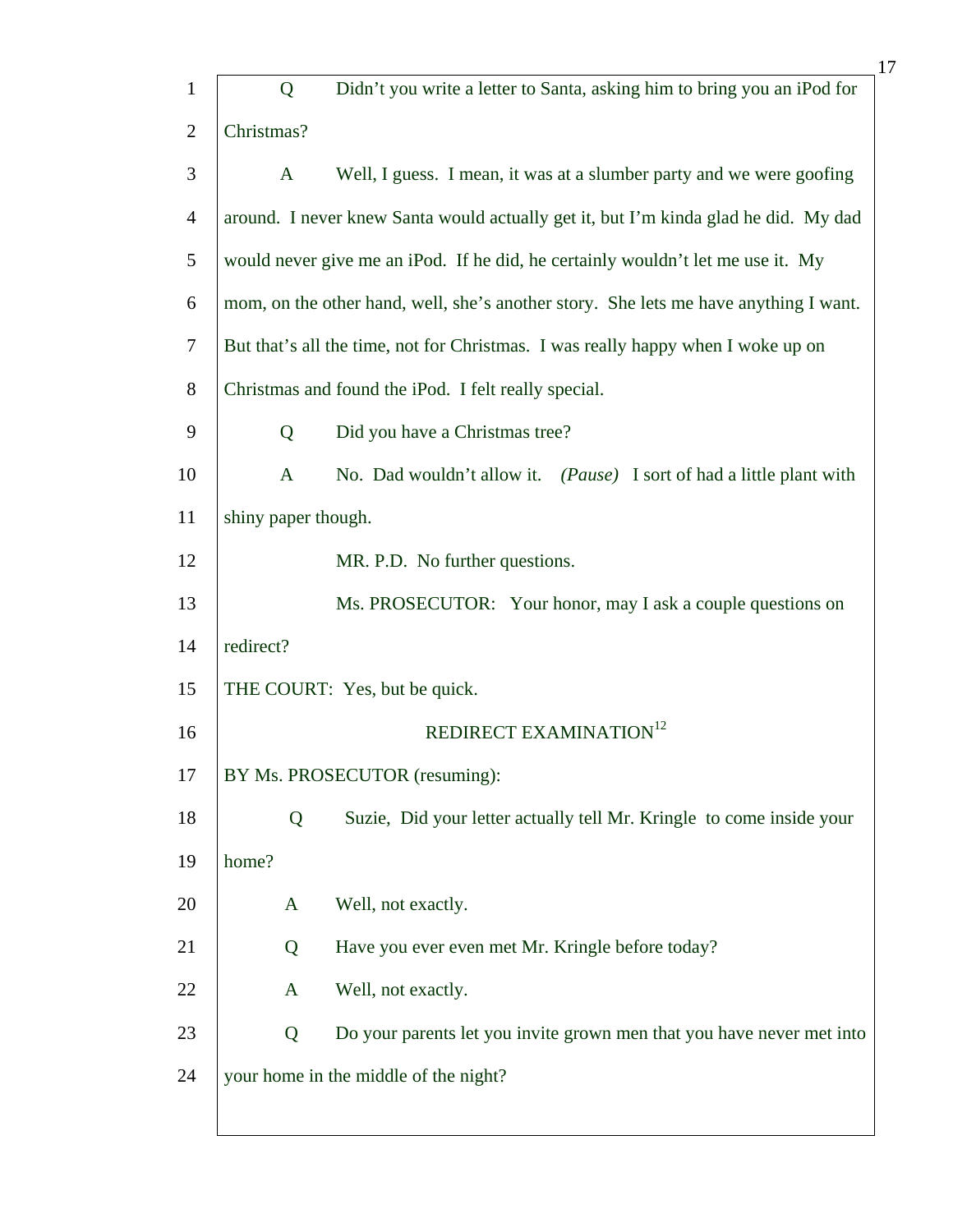Q Didn't you write a letter to Santa, asking him to bring you an iPod for Christmas?

A Well, I guess. I mean, it was at a slumber party and we were goofing around. I never knew Santa would actually get it, but I'm kinda glad he did. My dad would never give me an iPod. If he did, he certainly wouldn't let me use it. My mom, on the other hand, well, she's another story. She lets me have anything I want. But that's all the time, not for Christmas. I was really happy when I woke up on Christmas and found the iPod. I felt really special.

Q Did you have a Christmas tree?

A No. Dad wouldn't allow it. *(Pause)* I sort of had a little plant with shiny paper though.

MR. P.D. No further questions.

Ms. PROSECUTOR: Your honor, may I ask a couple questions on redirect?

THE COURT: Yes, but be quick.

REDIRECT EXAMINATION[12]

BY Ms. PROSECUTOR (resuming):

Q Suzie, Did your letter actually tell Mr. Kringle to come inside your home?

A Well, not exactly.

Q Have you ever even met Mr. Kringle before today?

A Well, not exactly.

Q Do your parents let you invite grown men that you have never met into your home in the middle of the night?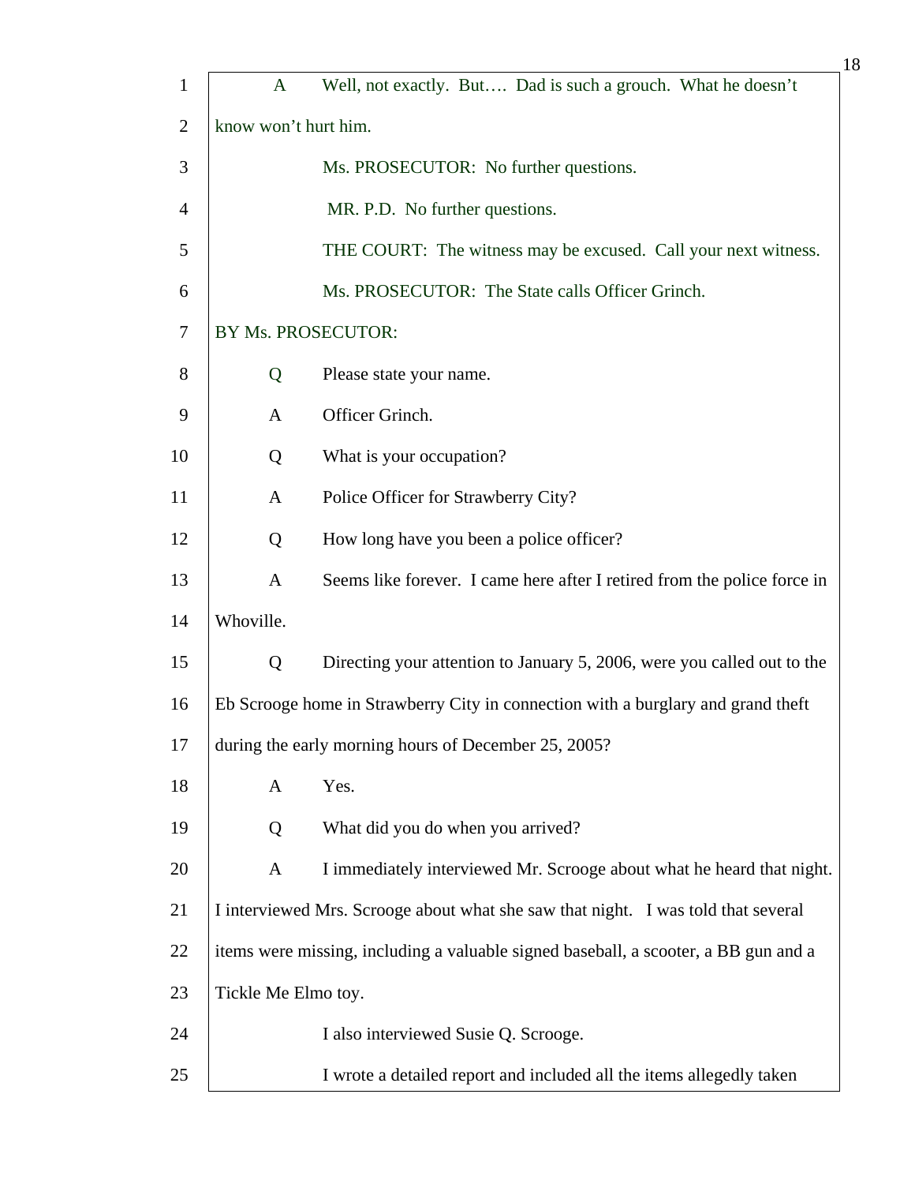A Well, not exactly. But…. Dad is such a grouch. What he doesn't know won't hurt him.

Ms. PROSECUTOR: No further questions.

MR. P.D. No further questions.

THE COURT: The witness may be excused. Call your next witness.

Ms. PROSECUTOR: The State calls Officer Grinch.

BY Ms. PROSECUTOR:

Q Please state your name.

A Officer Grinch.

Q What is your occupation?

A Police Officer for Strawberry City?

Q How long have you been a police officer?

A Seems like forever. I came here after I retired from the police force in Whoville.

Q Directing your attention to January 5, 2006, were you called out to the Eb Scrooge home in Strawberry City in connection with a burglary and grand theft during the early morning hours of December 25, 2005?

A Yes.

Q What did you do when you arrived?

A I immediately interviewed Mr. Scrooge about what he heard that night. I interviewed Mrs. Scrooge about what she saw that night. I was told that several items were missing, including a valuable signed baseball, a scooter, a BB gun and a Tickle Me Elmo toy.

I also interviewed Susie Q. Scrooge.

I wrote a detailed report and included all the items allegedly taken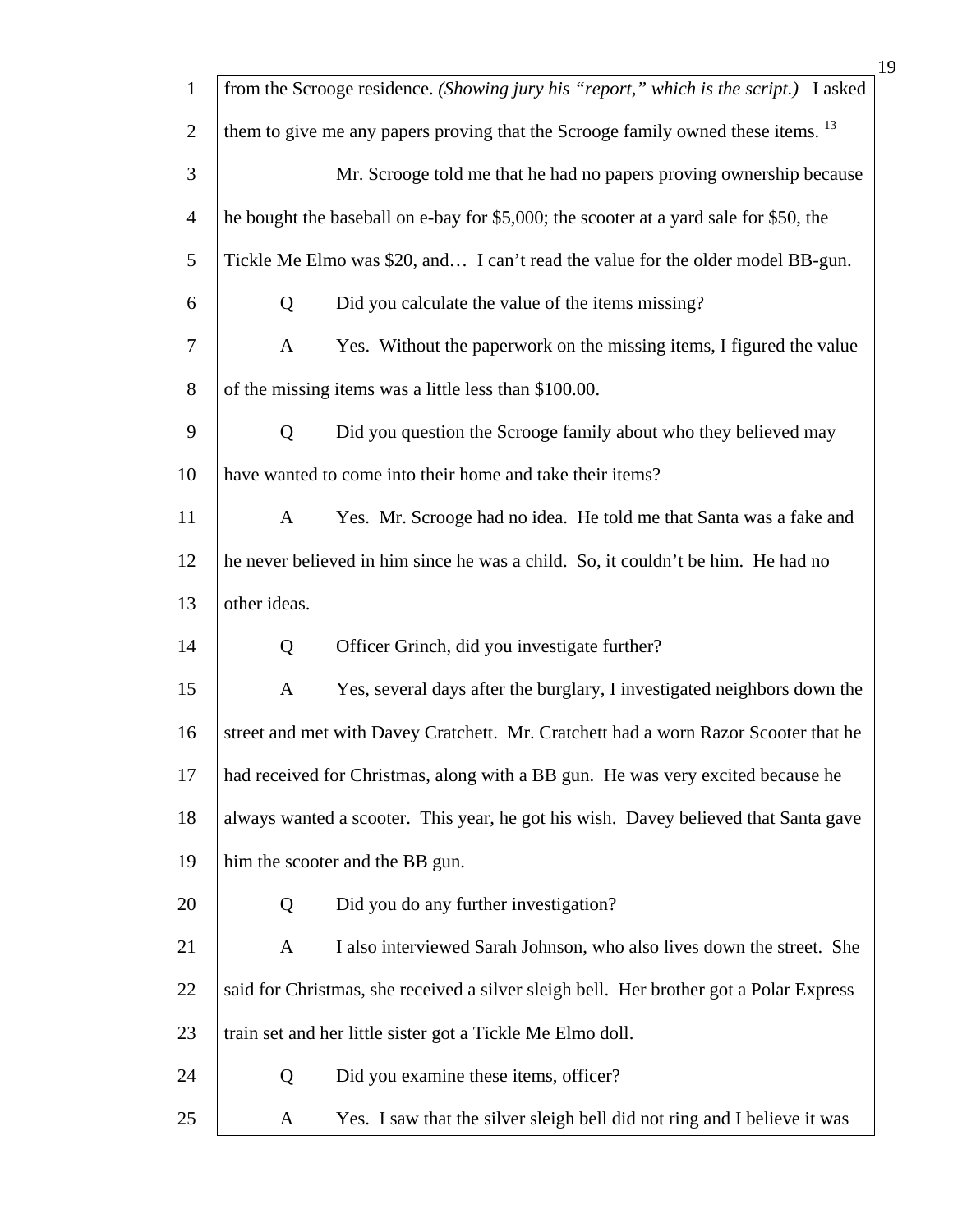from the Scrooge residence. *(Showing jury his "report," which is the script.)* I asked them to give me any papers proving that the Scrooge family owned these items. [13]

Mr. Scrooge told me that he had no papers proving ownership because he bought the baseball on e-bay for $5,000; the scooter at a yard sale for $50, the Tickle Me Elmo was $20, and… I can't read the value for the older model BB-gun.

Q Did you calculate the value of the items missing?

A Yes. Without the paperwork on the missing items, I figured the value of the missing items was a little less than $100.00.

Q Did you question the Scrooge family about who they believed may have wanted to come into their home and take their items?

A Yes. Mr. Scrooge had no idea. He told me that Santa was a fake and he never believed in him since he was a child. So, it couldn't be him. He had no other ideas.

Q Officer Grinch, did you investigate further?

A Yes, several days after the burglary, I investigated neighbors down the street and met with Davey Cratchett. Mr. Cratchett had a worn Razor Scooter that he had received for Christmas, along with a BB gun. He was very excited because he always wanted a scooter. This year, he got his wish. Davey believed that Santa gave him the scooter and the BB gun.

Q Did you do any further investigation?

A I also interviewed Sarah Johnson, who also lives down the street. She said for Christmas, she received a silver sleigh bell. Her brother got a Polar Express train set and her little sister got a Tickle Me Elmo doll.

Q Did you examine these items, officer?

A Yes. I saw that the silver sleigh bell did not ring and I believe it was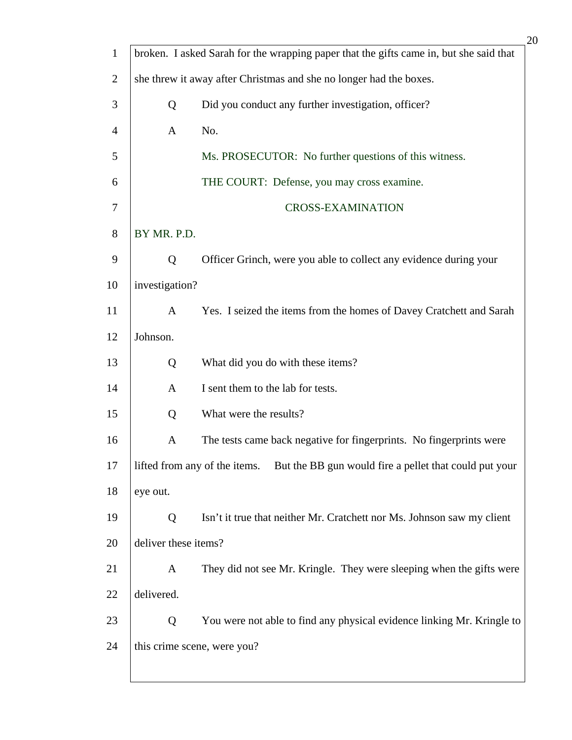broken. I asked Sarah for the wrapping paper that the gifts came in, but she said that she threw it away after Christmas and she no longer had the boxes.

Q Did you conduct any further investigation, officer?

A No.

Ms. PROSECUTOR: No further questions of this witness.

THE COURT: Defense, you may cross examine.

CROSS-EXAMINATION

BY MR. P.D.

Q Officer Grinch, were you able to collect any evidence during your investigation?

A Yes. I seized the items from the homes of Davey Cratchett and Sarah Johnson.

Q What did you do with these items?

A I sent them to the lab for tests.

Q What were the results?

A The tests came back negative for fingerprints. No fingerprints were lifted from any of the items. But the BB gun would fire a pellet that could put your eye out.

Q Isn't it true that neither Mr. Cratchett nor Ms. Johnson saw my client deliver these items?

A They did not see Mr. Kringle. They were sleeping when the gifts were delivered.

Q You were not able to find any physical evidence linking Mr. Kringle to this crime scene, were you?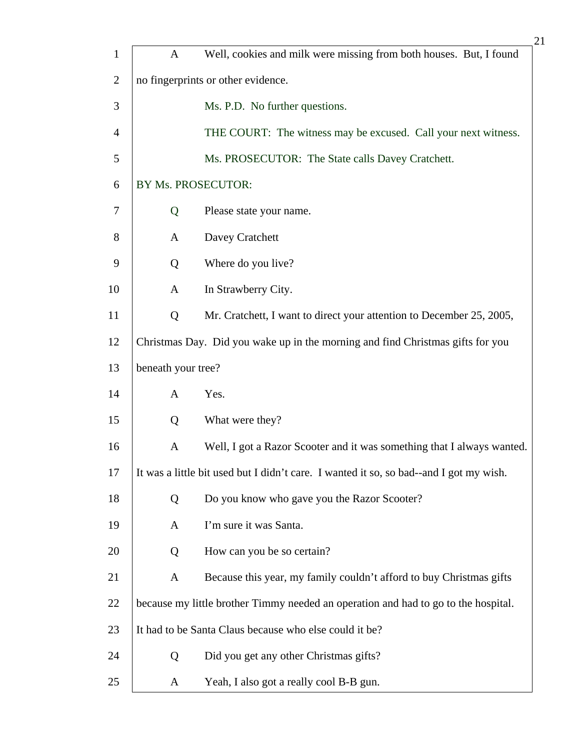A Well, cookies and milk were missing from both houses. But, I found no fingerprints or other evidence.

Ms. P.D. No further questions.

THE COURT: The witness may be excused. Call your next witness.

Ms. PROSECUTOR: The State calls Davey Cratchett.

BY Ms. PROSECUTOR:

Q Please state your name.

A Davey Cratchett

Q Where do you live?

A In Strawberry City.

Q Mr. Cratchett, I want to direct your attention to December 25, 2005, Christmas Day. Did you wake up in the morning and find Christmas gifts for you beneath your tree?

A Yes.

Q What were they?

A Well, I got a Razor Scooter and it was something that I always wanted. It was a little bit used but I didn't care. I wanted it so, so bad--and I got my wish.

Q Do you know who gave you the Razor Scooter?

A I'm sure it was Santa.

Q How can you be so certain?

A Because this year, my family couldn't afford to buy Christmas gifts because my little brother Timmy needed an operation and had to go to the hospital. It had to be Santa Claus because who else could it be?

Q Did you get any other Christmas gifts?

A Yeah, I also got a really cool B-B gun.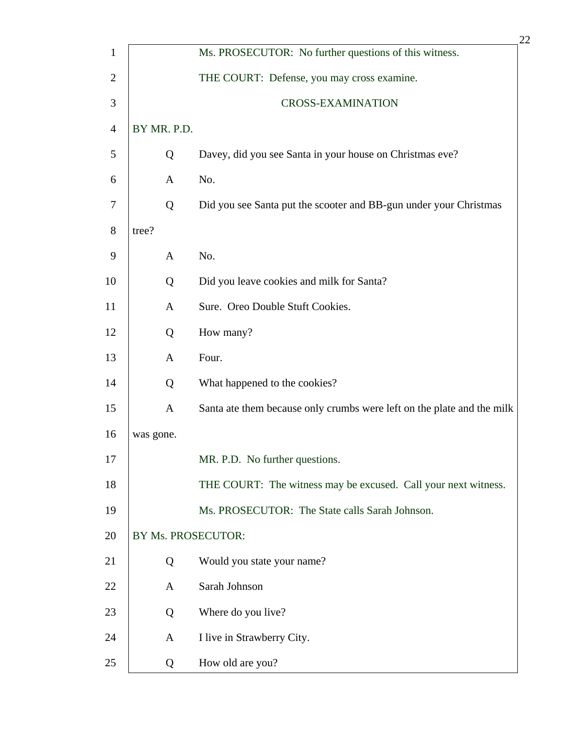1 Ms. PROSECUTOR: No further questions of this witness.

2 THE COURT: Defense, you may cross examine.

3 CROSS-EXAMINATION

4 BY MR. P.D.

5 Q Davey, did you see Santa in your house on Christmas eve?

6 A No.

7 Q Did you see Santa put the scooter and BB-gun under your Christmas

8 tree?

9 A No.

10 Q Did you leave cookies and milk for Santa?

11 A Sure. Oreo Double Stuft Cookies.

12 Q How many?

13 A Four.

14 Q What happened to the cookies?

15 A Santa ate them because only crumbs were left on the plate and the milk

16 was gone.

17 MR. P.D. No further questions.

18 THE COURT: The witness may be excused. Call your next witness.

19 Ms. PROSECUTOR: The State calls Sarah Johnson.

20 BY Ms. PROSECUTOR:

21 Q Would you state your name?

22 A Sarah Johnson

23 Q Where do you live?

24 A I live in Strawberry City.

25 Q How old are you?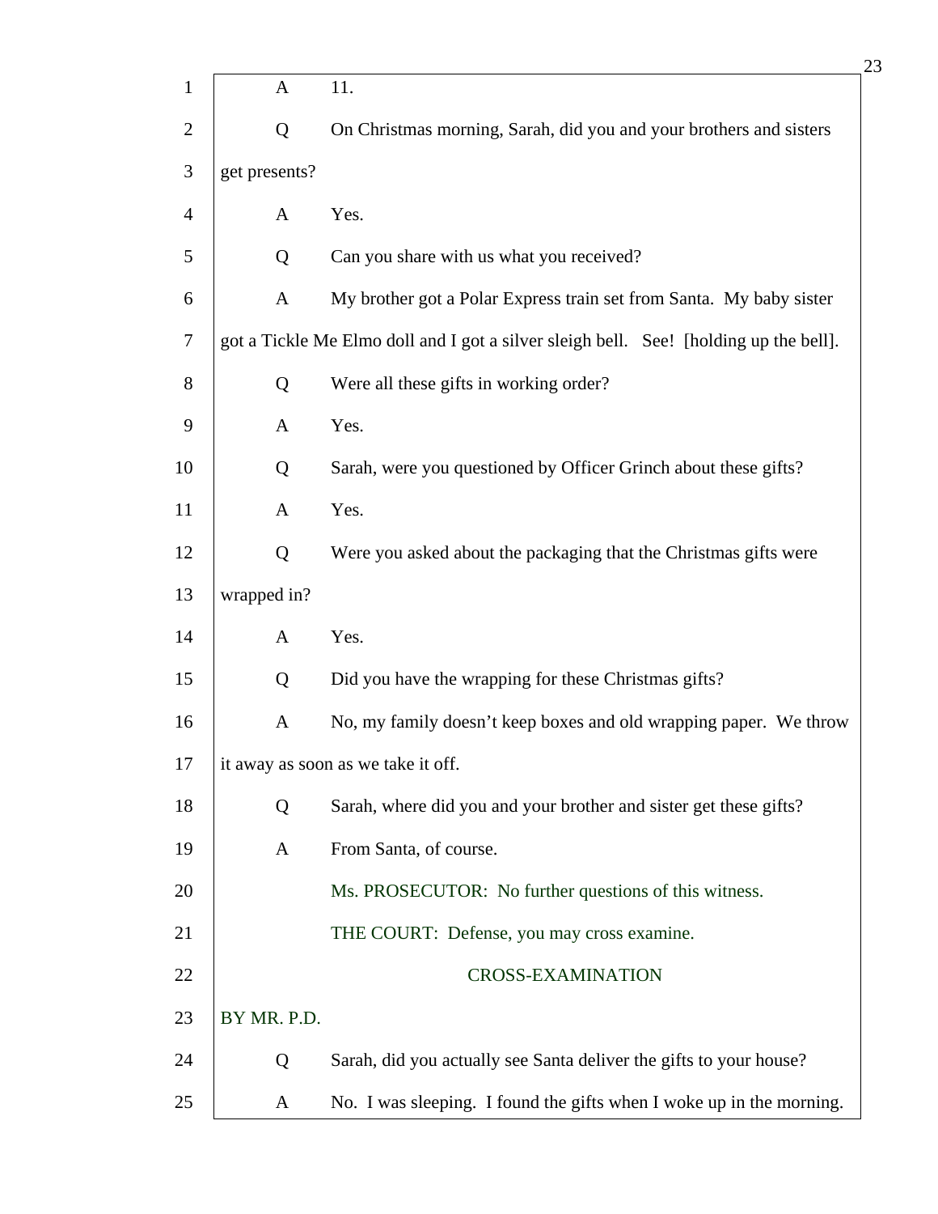1 A 11.

2 Q On Christmas morning, Sarah, did you and your brothers and sisters

3 get presents?

4 A Yes.

5 Q Can you share with us what you received?

6 A My brother got a Polar Express train set from Santa. My baby sister

7 got a Tickle Me Elmo doll and I got a silver sleigh bell. See! [holding up the bell].

8 Q Were all these gifts in working order?

9 A Yes.

10 Q Sarah, were you questioned by Officer Grinch about these gifts?

11 A Yes.

12 Q Were you asked about the packaging that the Christmas gifts were

13 wrapped in?

14 A Yes.

15 Q Did you have the wrapping for these Christmas gifts?

16 A No, my family doesn't keep boxes and old wrapping paper. We throw

17 it away as soon as we take it off.

18 Q Sarah, where did you and your brother and sister get these gifts?

19 A From Santa, of course.

20 Ms. PROSECUTOR: No further questions of this witness.

21 THE COURT: Defense, you may cross examine.

22 CROSS-EXAMINATION

23 BY MR. P.D.

24 Q Sarah, did you actually see Santa deliver the gifts to your house?

25 A No. I was sleeping. I found the gifts when I woke up in the morning.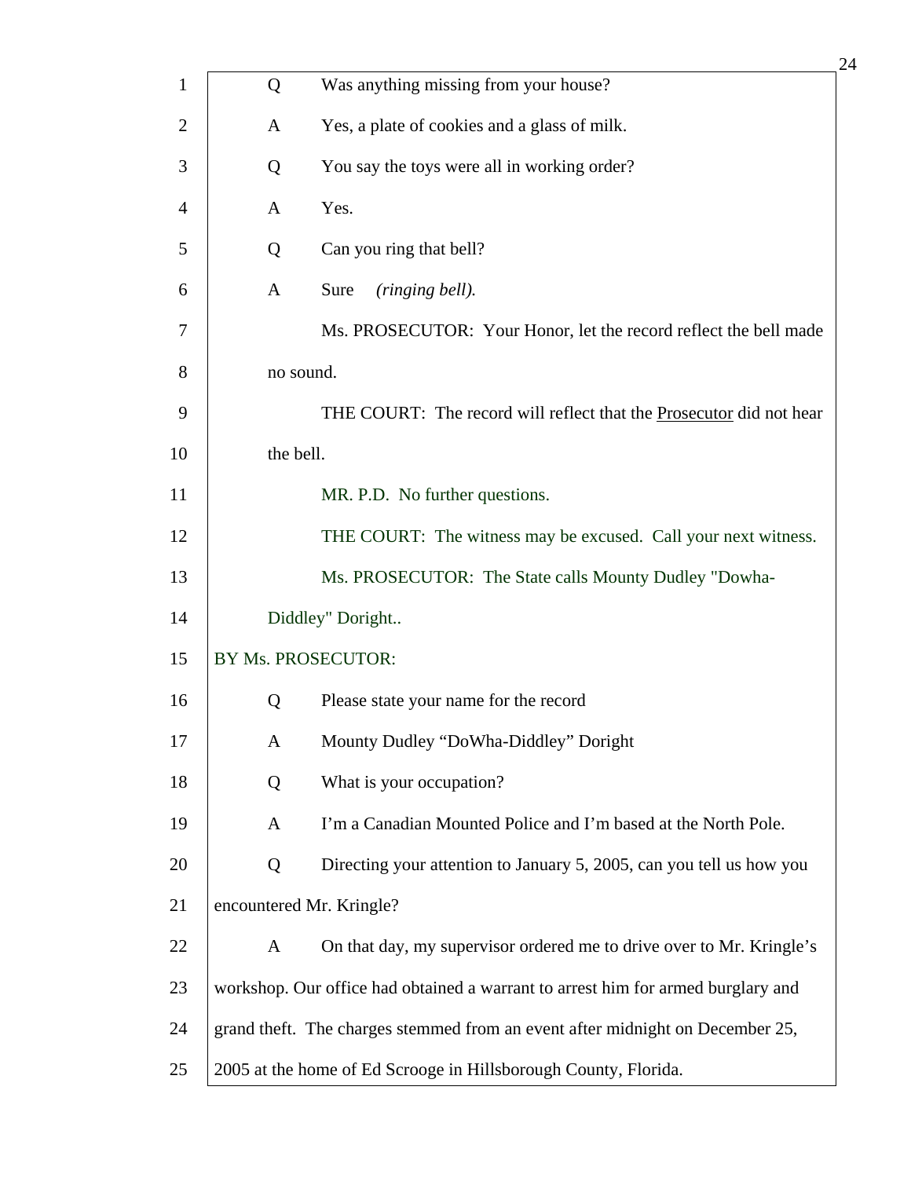Q Was anything missing from your house?

A Yes, a plate of cookies and a glass of milk.

Q You say the toys were all in working order?

A Yes.

Q Can you ring that bell?

A Sure *(ringing bell).*

Ms. PROSECUTOR: Your Honor, let the record reflect the bell made no sound.

THE COURT: The record will reflect that the <u>Prosecutor</u> did not hear the bell.

MR. P.D. No further questions.

THE COURT: The witness may be excused. Call your next witness.

Ms. PROSECUTOR: The State calls Mounty Dudley "Dowha-Diddley" Doright..

BY Ms. PROSECUTOR:

Q Please state your name for the record

A Mounty Dudley "DoWha-Diddley" Doright

Q What is your occupation?

A I'm a Canadian Mounted Police and I'm based at the North Pole.

Q Directing your attention to January 5, 2005, can you tell us how you encountered Mr. Kringle?

A On that day, my supervisor ordered me to drive over to Mr. Kringle's workshop. Our office had obtained a warrant to arrest him for armed burglary and grand theft. The charges stemmed from an event after midnight on December 25, 2005 at the home of Ed Scrooge in Hillsborough County, Florida.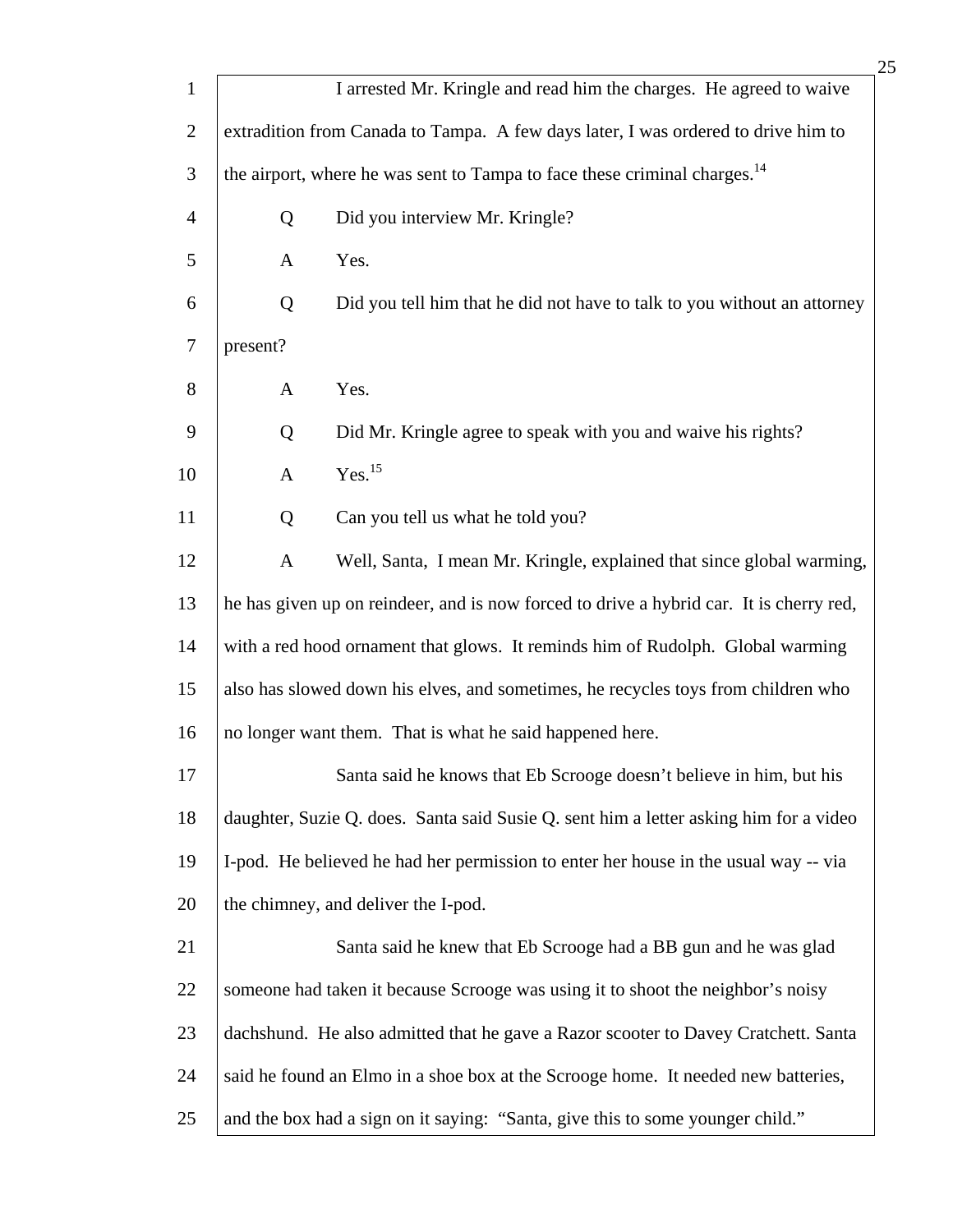I arrested Mr. Kringle and read him the charges. He agreed to waive extradition from Canada to Tampa. A few days later, I was ordered to drive him to the airport, where he was sent to Tampa to face these criminal charges.[14]

Q Did you interview Mr. Kringle?

A Yes.

Q Did you tell him that he did not have to talk to you without an attorney present?

A Yes.

Q Did Mr. Kringle agree to speak with you and waive his rights?

A Yes.[15]

Q Can you tell us what he told you?

A Well, Santa, I mean Mr. Kringle, explained that since global warming, he has given up on reindeer, and is now forced to drive a hybrid car. It is cherry red, with a red hood ornament that glows. It reminds him of Rudolph. Global warming also has slowed down his elves, and sometimes, he recycles toys from children who no longer want them. That is what he said happened here.

Santa said he knows that Eb Scrooge doesn't believe in him, but his daughter, Suzie Q. does. Santa said Susie Q. sent him a letter asking him for a video I-pod. He believed he had her permission to enter her house in the usual way -- via the chimney, and deliver the I-pod.

Santa said he knew that Eb Scrooge had a BB gun and he was glad someone had taken it because Scrooge was using it to shoot the neighbor's noisy dachshund. He also admitted that he gave a Razor scooter to Davey Cratchett. Santa said he found an Elmo in a shoe box at the Scrooge home. It needed new batteries, and the box had a sign on it saying: "Santa, give this to some younger child."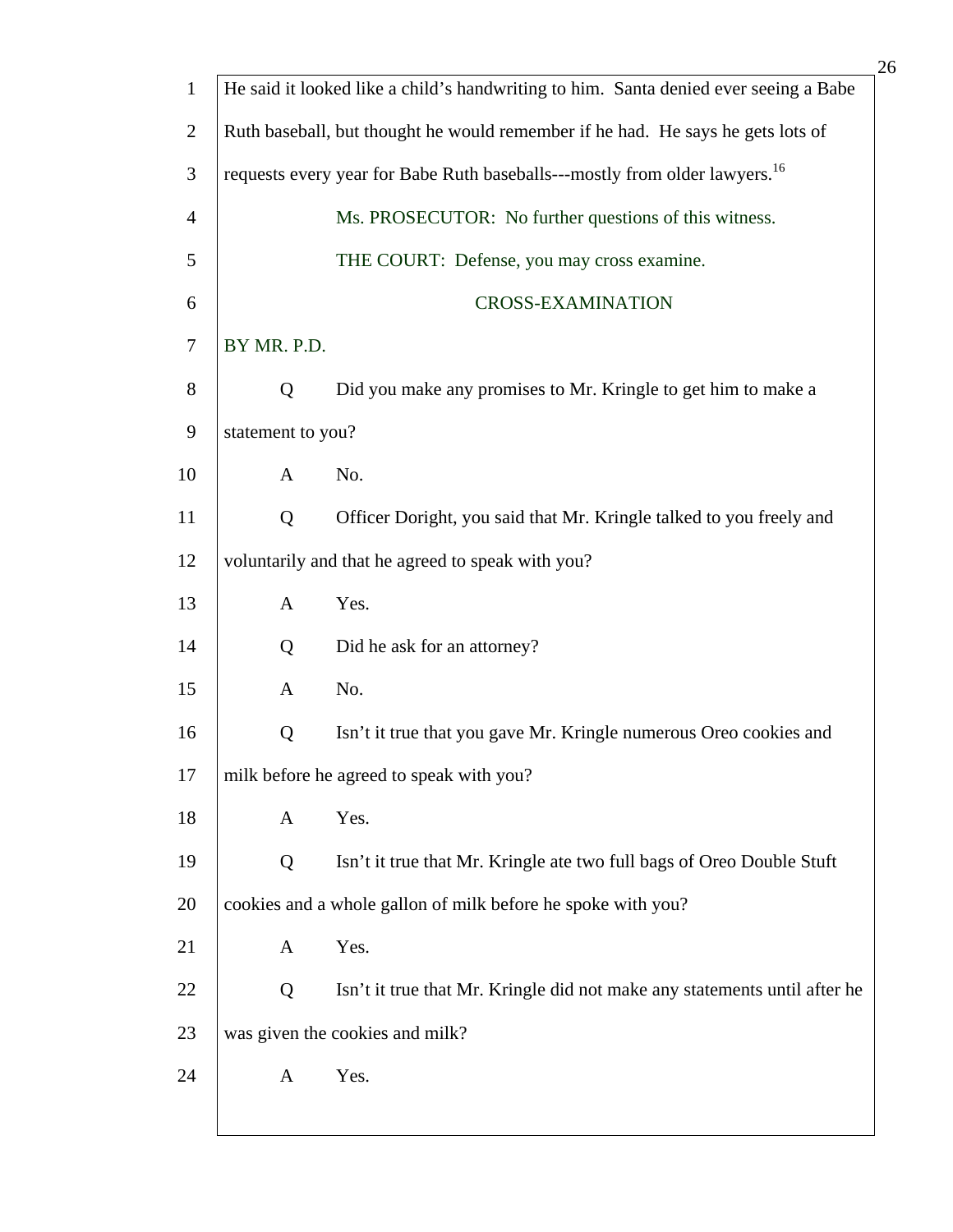He said it looked like a child's handwriting to him. Santa denied ever seeing a Babe Ruth baseball, but thought he would remember if he had. He says he gets lots of requests every year for Babe Ruth baseballs---mostly from older lawyers.[16]

Ms. PROSECUTOR: No further questions of this witness.

THE COURT: Defense, you may cross examine.

CROSS-EXAMINATION

BY MR. P.D.

Q Did you make any promises to Mr. Kringle to get him to make a statement to you?

A No.

Q Officer Doright, you said that Mr. Kringle talked to you freely and voluntarily and that he agreed to speak with you?

A Yes.

Q Did he ask for an attorney?

A No.

Q Isn't it true that you gave Mr. Kringle numerous Oreo cookies and milk before he agreed to speak with you?

A Yes.

Q Isn't it true that Mr. Kringle ate two full bags of Oreo Double Stuft cookies and a whole gallon of milk before he spoke with you?

A Yes.

Q Isn't it true that Mr. Kringle did not make any statements until after he was given the cookies and milk?

A Yes.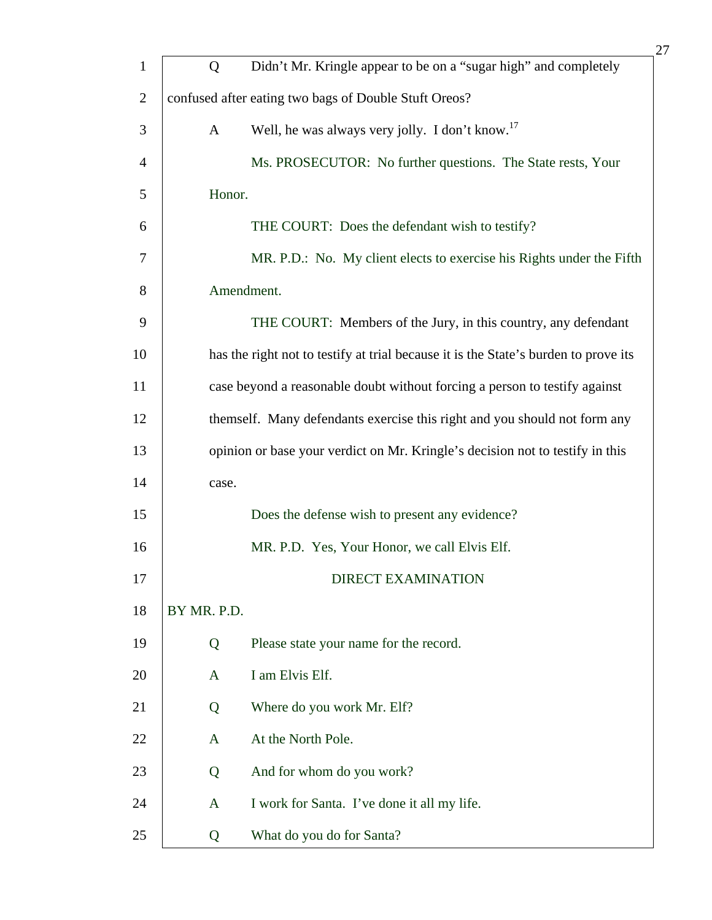Q Didn't Mr. Kringle appear to be on a "sugar high" and completely confused after eating two bags of Double Stuft Oreos?

A Well, he was always very jolly. I don't know.[17]

Ms. PROSECUTOR: No further questions. The State rests, Your Honor.

THE COURT: Does the defendant wish to testify?

MR. P.D.: No. My client elects to exercise his Rights under the Fifth Amendment.

THE COURT: Members of the Jury, in this country, any defendant has the right not to testify at trial because it is the State's burden to prove its case beyond a reasonable doubt without forcing a person to testify against themself. Many defendants exercise this right and you should not form any opinion or base your verdict on Mr. Kringle's decision not to testify in this case.

Does the defense wish to present any evidence?

MR. P.D. Yes, Your Honor, we call Elvis Elf.

DIRECT EXAMINATION

BY MR. P.D.

Q Please state your name for the record.

A I am Elvis Elf.

Q Where do you work Mr. Elf?

A At the North Pole.

Q And for whom do you work?

A I work for Santa. I've done it all my life.

Q What do you do for Santa?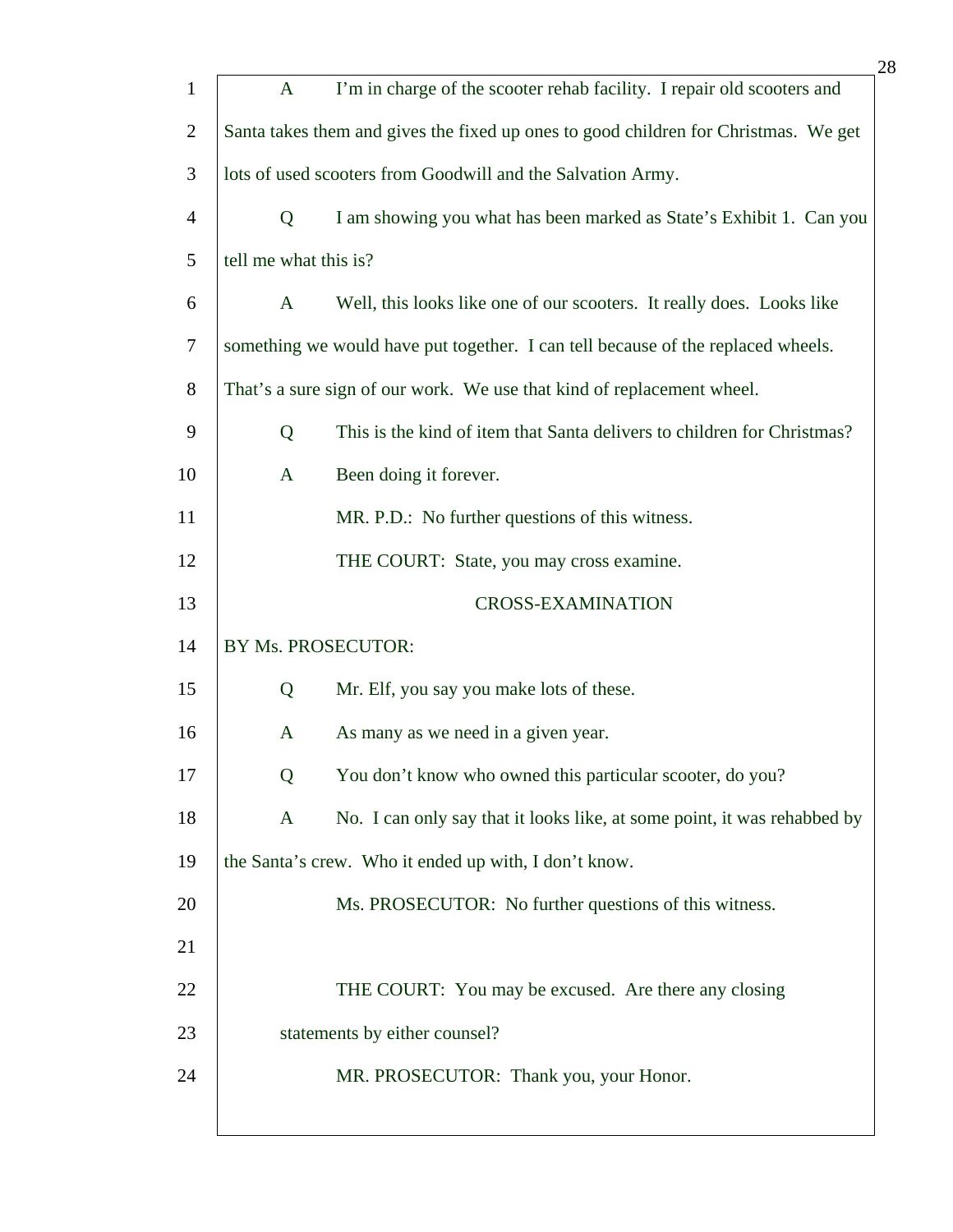A I'm in charge of the scooter rehab facility. I repair old scooters and Santa takes them and gives the fixed up ones to good children for Christmas. We get lots of used scooters from Goodwill and the Salvation Army.

Q I am showing you what has been marked as State's Exhibit 1. Can you tell me what this is?

A Well, this looks like one of our scooters. It really does. Looks like something we would have put together. I can tell because of the replaced wheels. That's a sure sign of our work. We use that kind of replacement wheel.

Q This is the kind of item that Santa delivers to children for Christmas?

A Been doing it forever.

MR. P.D.: No further questions of this witness.

THE COURT: State, you may cross examine.

CROSS-EXAMINATION

BY Ms. PROSECUTOR:

Q Mr. Elf, you say you make lots of these.

A As many as we need in a given year.

Q You don't know who owned this particular scooter, do you?

A No. I can only say that it looks like, at some point, it was rehabbed by the Santa's crew. Who it ended up with, I don't know.

Ms. PROSECUTOR: No further questions of this witness.

THE COURT: You may be excused. Are there any closing statements by either counsel?

MR. PROSECUTOR: Thank you, your Honor.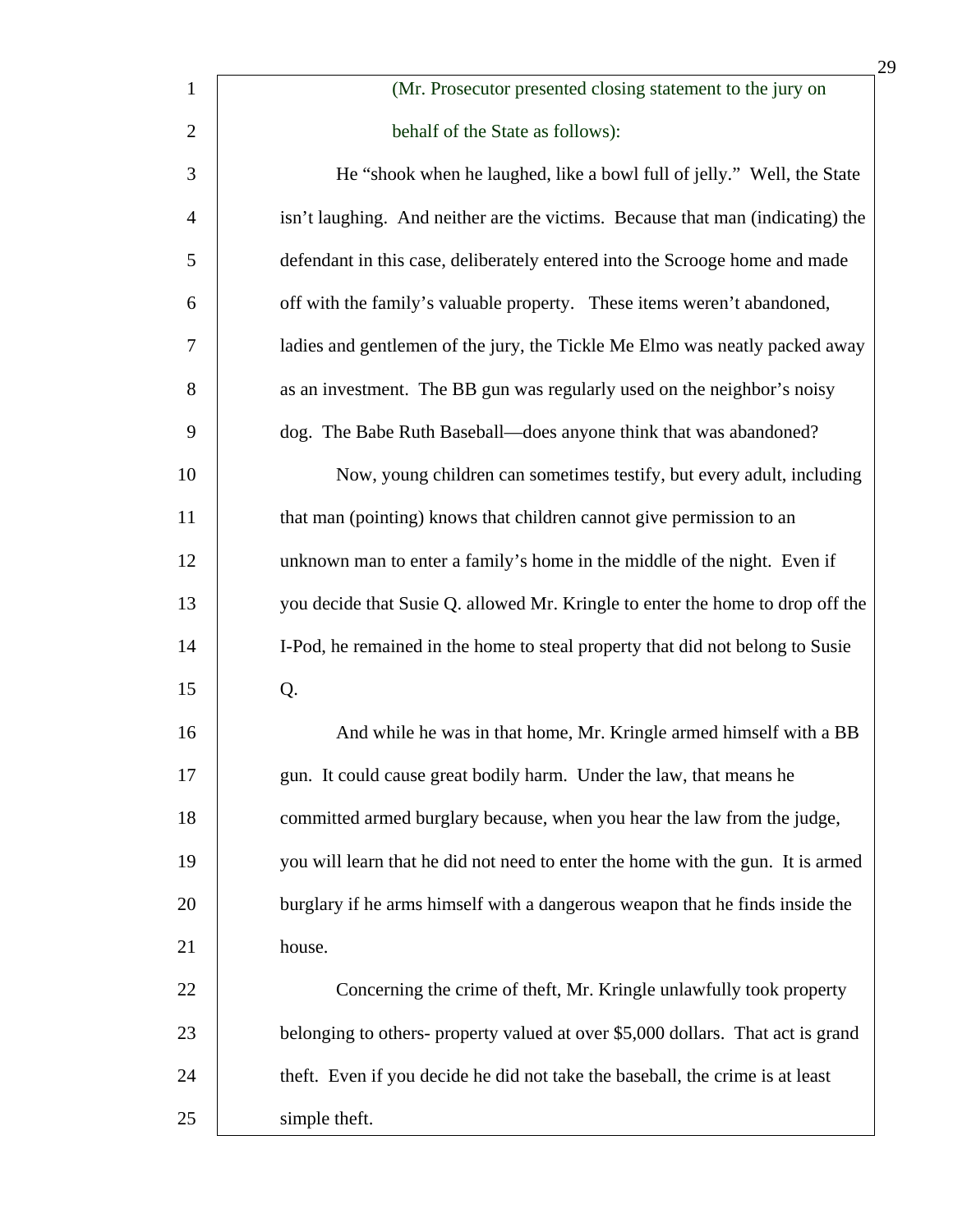(Mr. Prosecutor presented closing statement to the jury on behalf of the State as follows):

He "shook when he laughed, like a bowl full of jelly." Well, the State isn't laughing. And neither are the victims. Because that man (indicating) the defendant in this case, deliberately entered into the Scrooge home and made off with the family's valuable property. These items weren't abandoned, ladies and gentlemen of the jury, the Tickle Me Elmo was neatly packed away as an investment. The BB gun was regularly used on the neighbor's noisy dog. The Babe Ruth Baseball—does anyone think that was abandoned?

Now, young children can sometimes testify, but every adult, including that man (pointing) knows that children cannot give permission to an unknown man to enter a family's home in the middle of the night. Even if you decide that Susie Q. allowed Mr. Kringle to enter the home to drop off the I-Pod, he remained in the home to steal property that did not belong to Susie Q.

And while he was in that home, Mr. Kringle armed himself with a BB gun. It could cause great bodily harm. Under the law, that means he committed armed burglary because, when you hear the law from the judge, you will learn that he did not need to enter the home with the gun. It is armed burglary if he arms himself with a dangerous weapon that he finds inside the house.

Concerning the crime of theft, Mr. Kringle unlawfully took property belonging to others- property valued at over $5,000 dollars. That act is grand theft. Even if you decide he did not take the baseball, the crime is at least simple theft.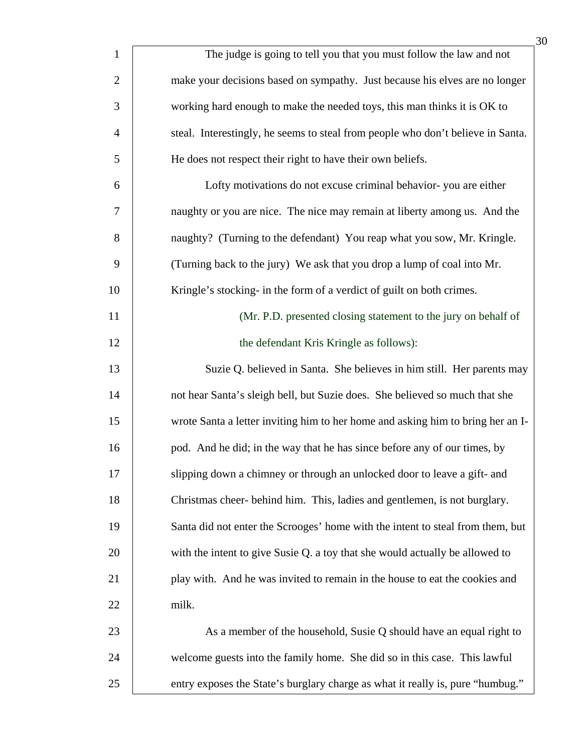The judge is going to tell you that you must follow the law and not make your decisions based on sympathy. Just because his elves are no longer working hard enough to make the needed toys, this man thinks it is OK to steal. Interestingly, he seems to steal from people who don't believe in Santa. He does not respect their right to have their own beliefs.

Lofty motivations do not excuse criminal behavior- you are either naughty or you are nice. The nice may remain at liberty among us. And the naughty? (Turning to the defendant) You reap what you sow, Mr. Kringle. (Turning back to the jury) We ask that you drop a lump of coal into Mr. Kringle's stocking- in the form of a verdict of guilt on both crimes.

(Mr. P.D. presented closing statement to the jury on behalf of the defendant Kris Kringle as follows):

Suzie Q. believed in Santa. She believes in him still. Her parents may not hear Santa's sleigh bell, but Suzie does. She believed so much that she wrote Santa a letter inviting him to her home and asking him to bring her an I-pod. And he did; in the way that he has since before any of our times, by slipping down a chimney or through an unlocked door to leave a gift- and Christmas cheer- behind him. This, ladies and gentlemen, is not burglary. Santa did not enter the Scrooges' home with the intent to steal from them, but with the intent to give Susie Q. a toy that she would actually be allowed to play with. And he was invited to remain in the house to eat the cookies and milk.

As a member of the household, Susie Q should have an equal right to welcome guests into the family home. She did so in this case. This lawful entry exposes the State's burglary charge as what it really is, pure "humbug."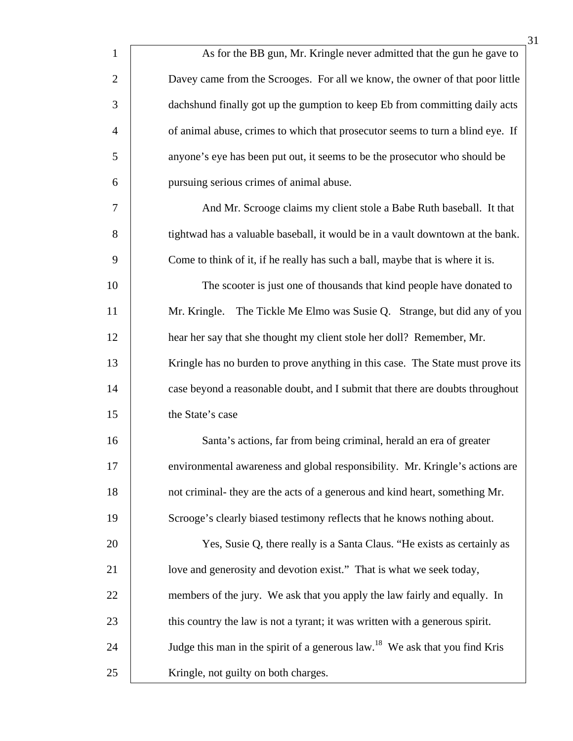As for the BB gun, Mr. Kringle never admitted that the gun he gave to Davey came from the Scrooges. For all we know, the owner of that poor little dachshund finally got up the gumption to keep Eb from committing daily acts of animal abuse, crimes to which that prosecutor seems to turn a blind eye. If anyone's eye has been put out, it seems to be the prosecutor who should be pursuing serious crimes of animal abuse.

And Mr. Scrooge claims my client stole a Babe Ruth baseball. It that tightwad has a valuable baseball, it would be in a vault downtown at the bank. Come to think of it, if he really has such a ball, maybe that is where it is.

The scooter is just one of thousands that kind people have donated to Mr. Kringle. The Tickle Me Elmo was Susie Q. Strange, but did any of you hear her say that she thought my client stole her doll? Remember, Mr. Kringle has no burden to prove anything in this case. The State must prove its case beyond a reasonable doubt, and I submit that there are doubts throughout the State's case

Santa's actions, far from being criminal, herald an era of greater environmental awareness and global responsibility. Mr. Kringle's actions are not criminal- they are the acts of a generous and kind heart, something Mr. Scrooge's clearly biased testimony reflects that he knows nothing about.

Yes, Susie Q, there really is a Santa Claus. "He exists as certainly as love and generosity and devotion exist." That is what we seek today, members of the jury. We ask that you apply the law fairly and equally. In this country the law is not a tyrant; it was written with a generous spirit. Judge this man in the spirit of a generous law.[18] We ask that you find Kris Kringle, not guilty on both charges.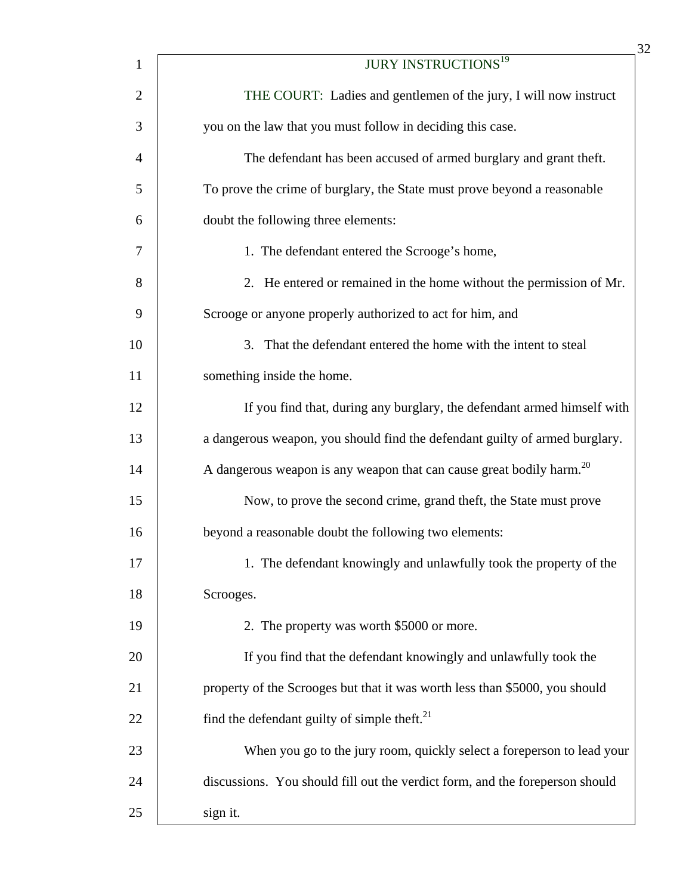JURY INSTRUCTIONS[19]

THE COURT: Ladies and gentlemen of the jury, I will now instruct you on the law that you must follow in deciding this case.

The defendant has been accused of armed burglary and grant theft. To prove the crime of burglary, the State must prove beyond a reasonable doubt the following three elements:

1. The defendant entered the Scrooge's home,

2. He entered or remained in the home without the permission of Mr. Scrooge or anyone properly authorized to act for him, and

3. That the defendant entered the home with the intent to steal something inside the home.

If you find that, during any burglary, the defendant armed himself with a dangerous weapon, you should find the defendant guilty of armed burglary. A dangerous weapon is any weapon that can cause great bodily harm.[20]

Now, to prove the second crime, grand theft, the State must prove beyond a reasonable doubt the following two elements:

1. The defendant knowingly and unlawfully took the property of the Scrooges.

2. The property was worth $5000 or more.

If you find that the defendant knowingly and unlawfully took the property of the Scrooges but that it was worth less than $5000, you should find the defendant guilty of simple theft.[21]

When you go to the jury room, quickly select a foreperson to lead your discussions. You should fill out the verdict form, and the foreperson should sign it.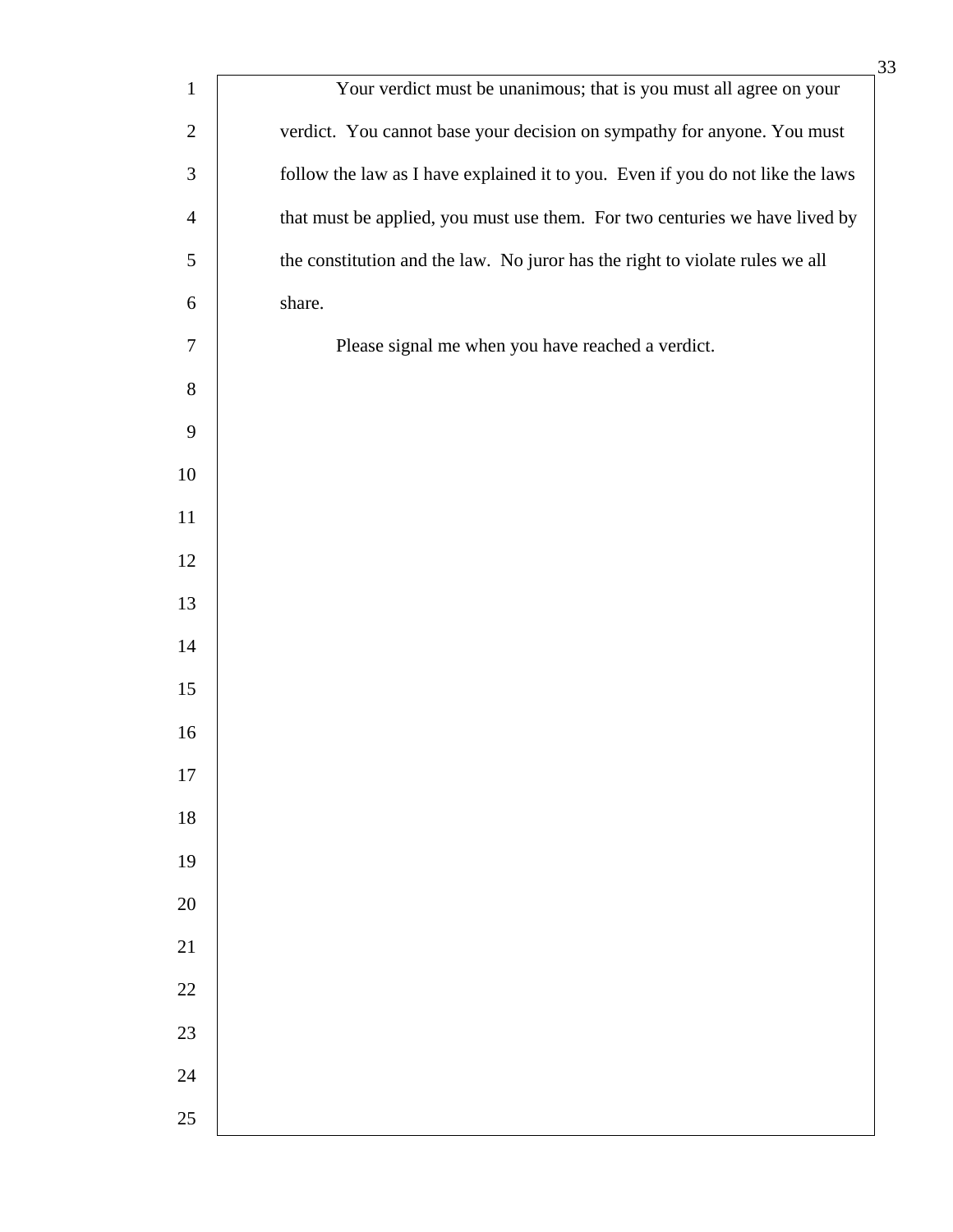Your verdict must be unanimous; that is you must all agree on your verdict. You cannot base your decision on sympathy for anyone. You must follow the law as I have explained it to you. Even if you do not like the laws that must be applied, you must use them. For two centuries we have lived by the constitution and the law. No juror has the right to violate rules we all share.

Please signal me when you have reached a verdict.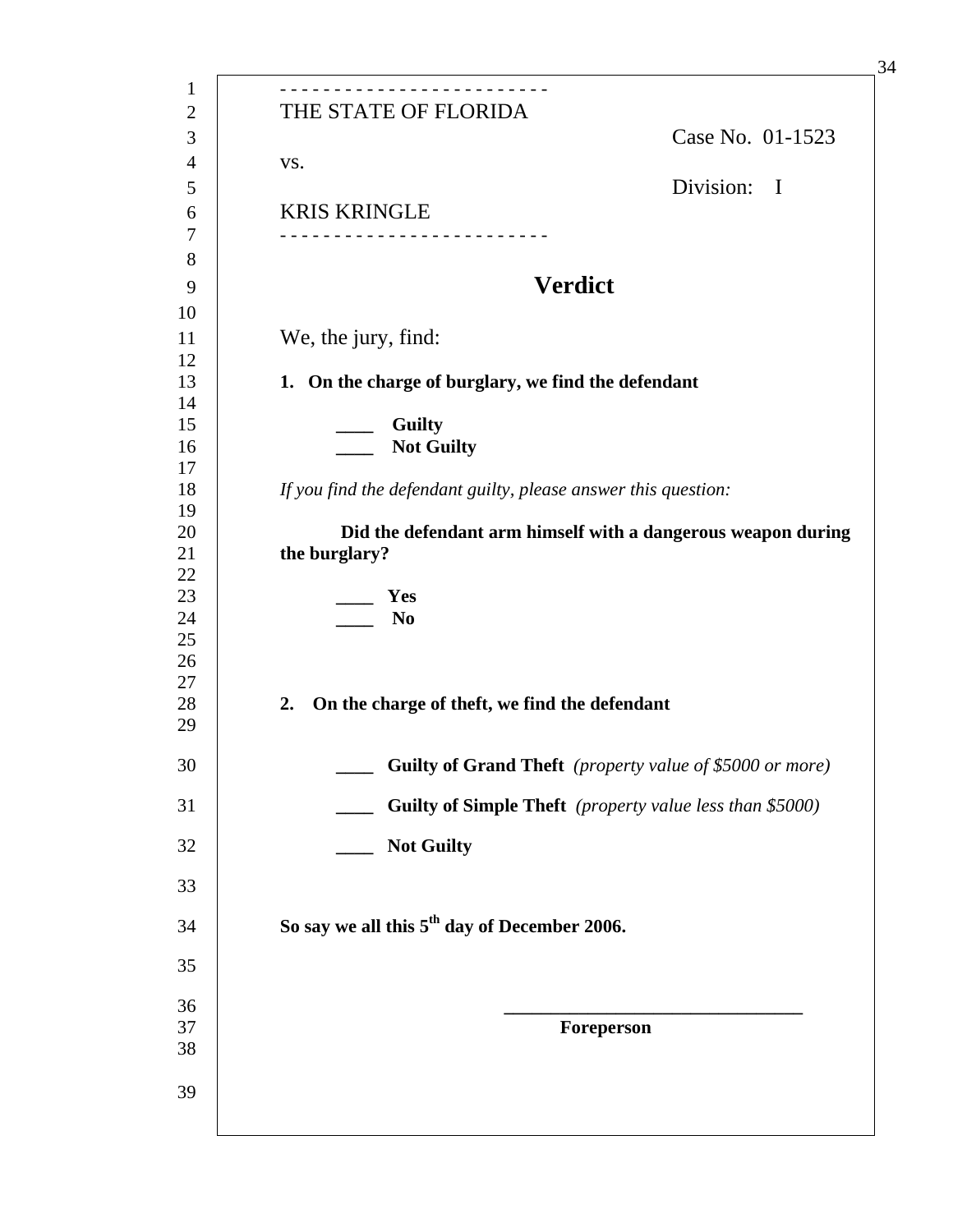\- - - - - - - - - - - - - - - - - - - - - - - -

THE STATE OF FLORIDA

Case No. 01-1523

vs.

Division: I

KRIS KRINGLE

\- - - - - - - - - - - - - - - - - - - - - - - -

# Verdict

We, the jury, find:

**1. On the charge of burglary, we find the defendant**

**____ Guilty**
**____ Not Guilty**

*If you find the defendant guilty, please answer this question:*

**Did the defendant arm himself with a dangerous weapon during the burglary?**

**____ Yes**
**____ No**

**2. On the charge of theft, we find the defendant**

**____ Guilty of Grand Theft** *(property value of $5000 or more)*

**____ Guilty of Simple Theft** *(property value less than $5000)*

**____ Not Guilty**

**So say we all this 5th day of December 2006.**

**________________________________**
**Foreperson**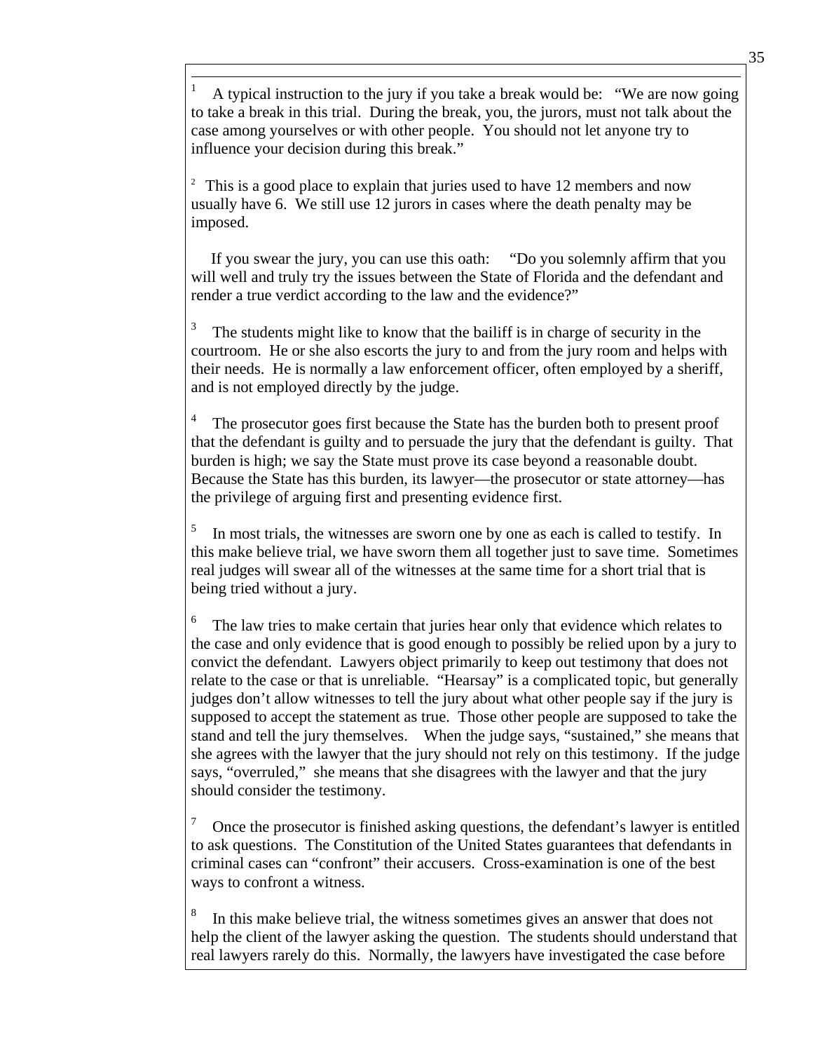[1] A typical instruction to the jury if you take a break would be: "We are now going to take a break in this trial. During the break, you, the jurors, must not talk about the case among yourselves or with other people. You should not let anyone try to influence your decision during this break."

[2] This is a good place to explain that juries used to have 12 members and now usually have 6. We still use 12 jurors in cases where the death penalty may be imposed.

If you swear the jury, you can use this oath: "Do you solemnly affirm that you will well and truly try the issues between the State of Florida and the defendant and render a true verdict according to the law and the evidence?"

[3] The students might like to know that the bailiff is in charge of security in the courtroom. He or she also escorts the jury to and from the jury room and helps with their needs. He is normally a law enforcement officer, often employed by a sheriff, and is not employed directly by the judge.

[4] The prosecutor goes first because the State has the burden both to present proof that the defendant is guilty and to persuade the jury that the defendant is guilty. That burden is high; we say the State must prove its case beyond a reasonable doubt. Because the State has this burden, its lawyer—the prosecutor or state attorney—has the privilege of arguing first and presenting evidence first.

[5] In most trials, the witnesses are sworn one by one as each is called to testify. In this make believe trial, we have sworn them all together just to save time. Sometimes real judges will swear all of the witnesses at the same time for a short trial that is being tried without a jury.

[6] The law tries to make certain that juries hear only that evidence which relates to the case and only evidence that is good enough to possibly be relied upon by a jury to convict the defendant. Lawyers object primarily to keep out testimony that does not relate to the case or that is unreliable. "Hearsay" is a complicated topic, but generally judges don't allow witnesses to tell the jury about what other people say if the jury is supposed to accept the statement as true. Those other people are supposed to take the stand and tell the jury themselves. When the judge says, "sustained," she means that she agrees with the lawyer that the jury should not rely on this testimony. If the judge says, "overruled," she means that she disagrees with the lawyer and that the jury should consider the testimony.

[7] Once the prosecutor is finished asking questions, the defendant's lawyer is entitled to ask questions. The Constitution of the United States guarantees that defendants in criminal cases can "confront" their accusers. Cross-examination is one of the best ways to confront a witness.

[8] In this make believe trial, the witness sometimes gives an answer that does not help the client of the lawyer asking the question. The students should understand that real lawyers rarely do this. Normally, the lawyers have investigated the case before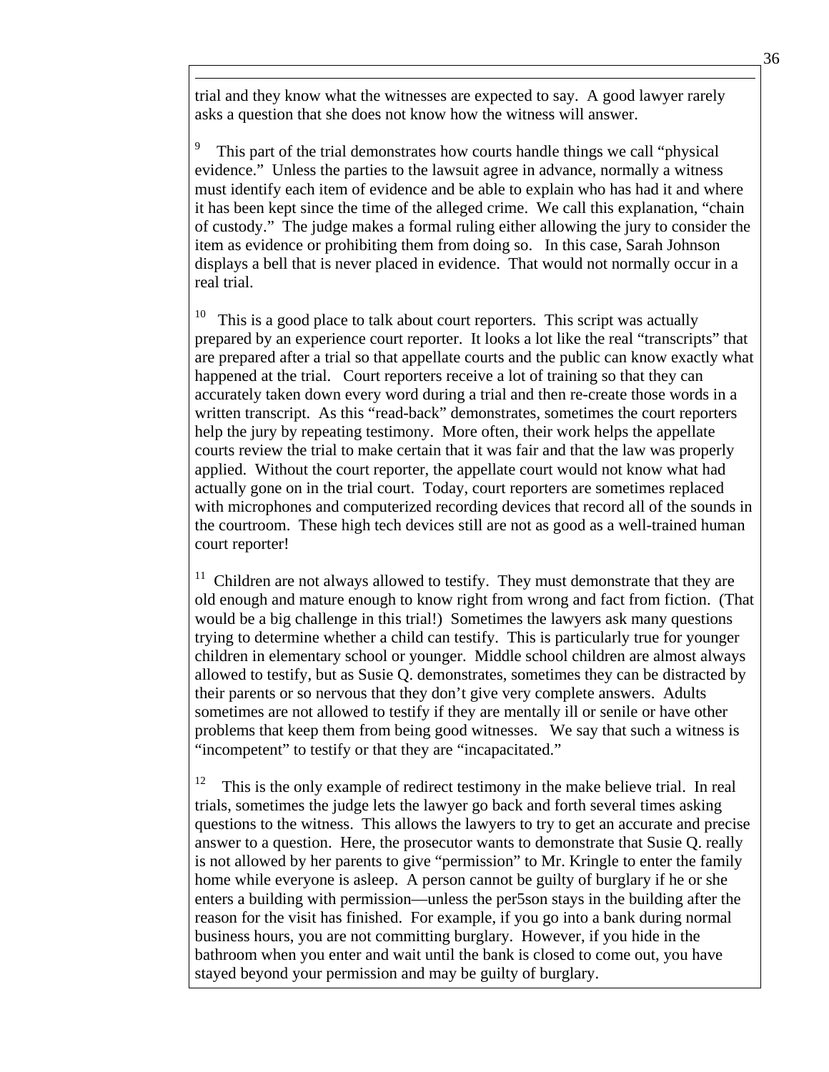trial and they know what the witnesses are expected to say. A good lawyer rarely asks a question that she does not know how the witness will answer.

[9] This part of the trial demonstrates how courts handle things we call "physical evidence." Unless the parties to the lawsuit agree in advance, normally a witness must identify each item of evidence and be able to explain who has had it and where it has been kept since the time of the alleged crime. We call this explanation, "chain of custody." The judge makes a formal ruling either allowing the jury to consider the item as evidence or prohibiting them from doing so. In this case, Sarah Johnson displays a bell that is never placed in evidence. That would not normally occur in a real trial.

[10] This is a good place to talk about court reporters. This script was actually prepared by an experience court reporter. It looks a lot like the real "transcripts" that are prepared after a trial so that appellate courts and the public can know exactly what happened at the trial. Court reporters receive a lot of training so that they can accurately taken down every word during a trial and then re-create those words in a written transcript. As this "read-back" demonstrates, sometimes the court reporters help the jury by repeating testimony. More often, their work helps the appellate courts review the trial to make certain that it was fair and that the law was properly applied. Without the court reporter, the appellate court would not know what had actually gone on in the trial court. Today, court reporters are sometimes replaced with microphones and computerized recording devices that record all of the sounds in the courtroom. These high tech devices still are not as good as a well-trained human court reporter!

[11] Children are not always allowed to testify. They must demonstrate that they are old enough and mature enough to know right from wrong and fact from fiction. (That would be a big challenge in this trial!) Sometimes the lawyers ask many questions trying to determine whether a child can testify. This is particularly true for younger children in elementary school or younger. Middle school children are almost always allowed to testify, but as Susie Q. demonstrates, sometimes they can be distracted by their parents or so nervous that they don't give very complete answers. Adults sometimes are not allowed to testify if they are mentally ill or senile or have other problems that keep them from being good witnesses. We say that such a witness is "incompetent" to testify or that they are "incapacitated."

[12] This is the only example of redirect testimony in the make believe trial. In real trials, sometimes the judge lets the lawyer go back and forth several times asking questions to the witness. This allows the lawyers to try to get an accurate and precise answer to a question. Here, the prosecutor wants to demonstrate that Susie Q. really is not allowed by her parents to give "permission" to Mr. Kringle to enter the family home while everyone is asleep. A person cannot be guilty of burglary if he or she enters a building with permission—unless the per5son stays in the building after the reason for the visit has finished. For example, if you go into a bank during normal business hours, you are not committing burglary. However, if you hide in the bathroom when you enter and wait until the bank is closed to come out, you have stayed beyond your permission and may be guilty of burglary.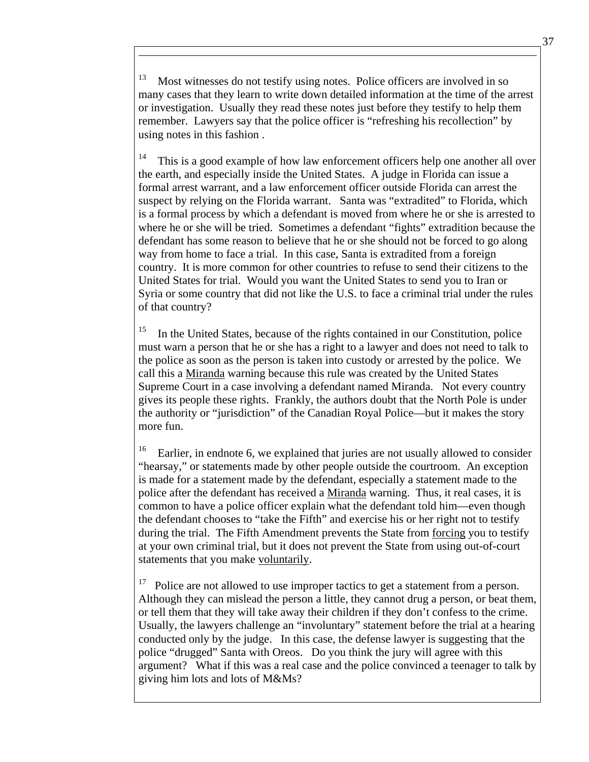[13] Most witnesses do not testify using notes. Police officers are involved in so many cases that they learn to write down detailed information at the time of the arrest or investigation. Usually they read these notes just before they testify to help them remember. Lawyers say that the police officer is "refreshing his recollection" by using notes in this fashion .

[14] This is a good example of how law enforcement officers help one another all over the earth, and especially inside the United States. A judge in Florida can issue a formal arrest warrant, and a law enforcement officer outside Florida can arrest the suspect by relying on the Florida warrant. Santa was "extradited" to Florida, which is a formal process by which a defendant is moved from where he or she is arrested to where he or she will be tried. Sometimes a defendant "fights" extradition because the defendant has some reason to believe that he or she should not be forced to go along way from home to face a trial. In this case, Santa is extradited from a foreign country. It is more common for other countries to refuse to send their citizens to the United States for trial. Would you want the United States to send you to Iran or Syria or some country that did not like the U.S. to face a criminal trial under the rules of that country?

[15] In the United States, because of the rights contained in our Constitution, police must warn a person that he or she has a right to a lawyer and does not need to talk to the police as soon as the person is taken into custody or arrested by the police. We call this a <u>Miranda</u> warning because this rule was created by the United States Supreme Court in a case involving a defendant named Miranda. Not every country gives its people these rights. Frankly, the authors doubt that the North Pole is under the authority or "jurisdiction" of the Canadian Royal Police—but it makes the story more fun.

[16] Earlier, in endnote 6, we explained that juries are not usually allowed to consider "hearsay," or statements made by other people outside the courtroom. An exception is made for a statement made by the defendant, especially a statement made to the police after the defendant has received a <u>Miranda</u> warning. Thus, it real cases, it is common to have a police officer explain what the defendant told him—even though the defendant chooses to "take the Fifth" and exercise his or her right not to testify during the trial. The Fifth Amendment prevents the State from <u>forcing</u> you to testify at your own criminal trial, but it does not prevent the State from using out-of-court statements that you make <u>voluntarily</u>.

[17] Police are not allowed to use improper tactics to get a statement from a person. Although they can mislead the person a little, they cannot drug a person, or beat them, or tell them that they will take away their children if they don't confess to the crime. Usually, the lawyers challenge an "involuntary" statement before the trial at a hearing conducted only by the judge. In this case, the defense lawyer is suggesting that the police "drugged" Santa with Oreos. Do you think the jury will agree with this argument? What if this was a real case and the police convinced a teenager to talk by giving him lots and lots of M&Ms?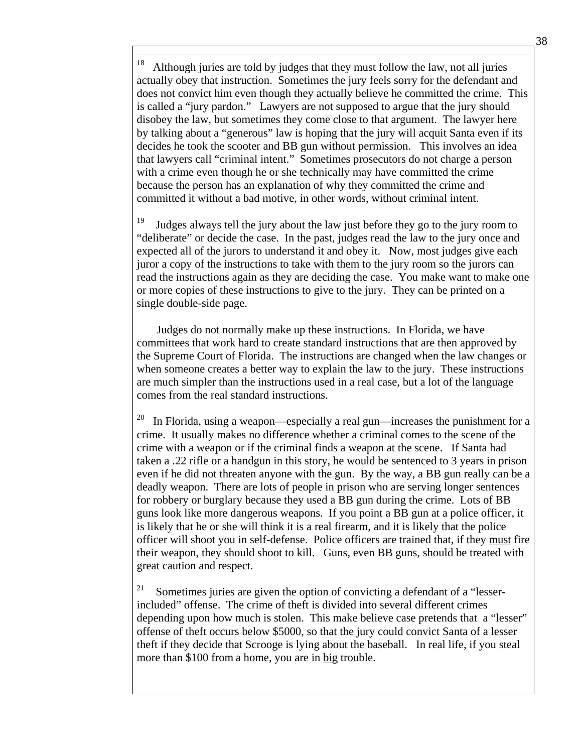[18] Although juries are told by judges that they must follow the law, not all juries actually obey that instruction. Sometimes the jury feels sorry for the defendant and does not convict him even though they actually believe he committed the crime. This is called a "jury pardon." Lawyers are not supposed to argue that the jury should disobey the law, but sometimes they come close to that argument. The lawyer here by talking about a "generous" law is hoping that the jury will acquit Santa even if its decides he took the scooter and BB gun without permission. This involves an idea that lawyers call "criminal intent." Sometimes prosecutors do not charge a person with a crime even though he or she technically may have committed the crime because the person has an explanation of why they committed the crime and committed it without a bad motive, in other words, without criminal intent.

[19] Judges always tell the jury about the law just before they go to the jury room to "deliberate" or decide the case. In the past, judges read the law to the jury once and expected all of the jurors to understand it and obey it. Now, most judges give each juror a copy of the instructions to take with them to the jury room so the jurors can read the instructions again as they are deciding the case. You make want to make one or more copies of these instructions to give to the jury. They can be printed on a single double-side page.

Judges do not normally make up these instructions. In Florida, we have committees that work hard to create standard instructions that are then approved by the Supreme Court of Florida. The instructions are changed when the law changes or when someone creates a better way to explain the law to the jury. These instructions are much simpler than the instructions used in a real case, but a lot of the language comes from the real standard instructions.

[20] In Florida, using a weapon—especially a real gun—increases the punishment for a crime. It usually makes no difference whether a criminal comes to the scene of the crime with a weapon or if the criminal finds a weapon at the scene. If Santa had taken a .22 rifle or a handgun in this story, he would be sentenced to 3 years in prison even if he did not threaten anyone with the gun. By the way, a BB gun really can be a deadly weapon. There are lots of people in prison who are serving longer sentences for robbery or burglary because they used a BB gun during the crime. Lots of BB guns look like more dangerous weapons. If you point a BB gun at a police officer, it is likely that he or she will think it is a real firearm, and it is likely that the police officer will shoot you in self-defense. Police officers are trained that, if they <u>must</u> fire their weapon, they should shoot to kill. Guns, even BB guns, should be treated with great caution and respect.

[21] Sometimes juries are given the option of convicting a defendant of a "lesser-included" offense. The crime of theft is divided into several different crimes depending upon how much is stolen. This make believe case pretends that a "lesser" offense of theft occurs below $5000, so that the jury could convict Santa of a lesser theft if they decide that Scrooge is lying about the baseball. In real life, if you steal more than $100 from a home, you are in <u>big</u> trouble.